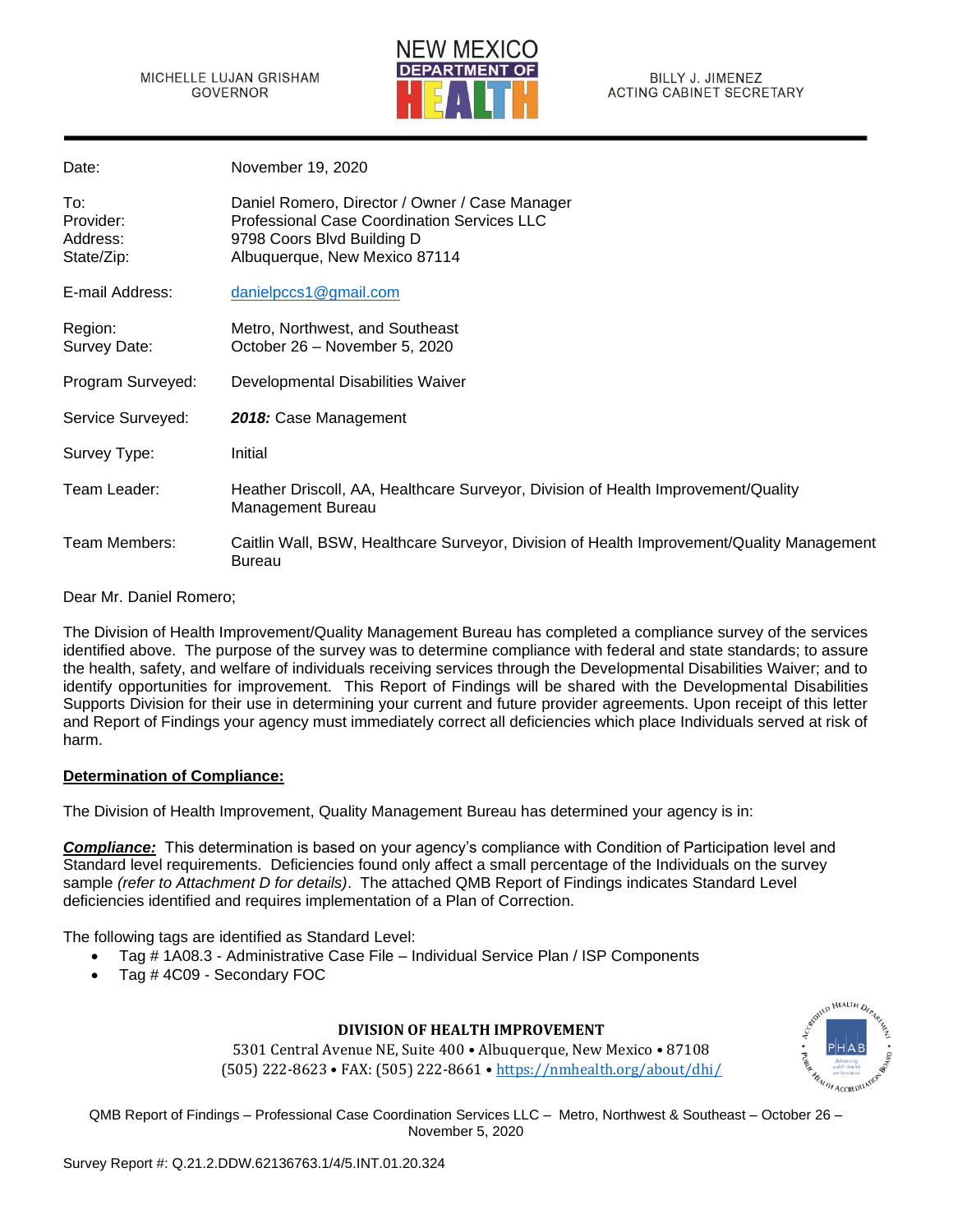MICHELLE LUJAN GRISHAM
GOVERNOR

NEW MEXICO
DEPARTMENT OF
HEALTH

BILLY J. JIMENEZ
ACTING CABINET SECRETARY

| | |
|---|---|
| Date: | November 19, 2020 |
| To: | Daniel Romero, Director / Owner / Case Manager |
| Provider: | Professional Case Coordination Services LLC |
| Address: | 9798 Coors Blvd Building D |
| State/Zip: | Albuquerque, New Mexico 87114 |
| E-mail Address: | danielpccs1@gmail.com |
| Region: | Metro, Northwest, and Southeast |
| Survey Date: | October 26 – November 5, 2020 |
| Program Surveyed: | Developmental Disabilities Waiver |
| Service Surveyed: | ***2018:*** Case Management |
| Survey Type: | Initial |
| Team Leader: | Heather Driscoll, AA, Healthcare Surveyor, Division of Health Improvement/Quality Management Bureau |
| Team Members: | Caitlin Wall, BSW, Healthcare Surveyor, Division of Health Improvement/Quality Management Bureau |

Dear Mr. Daniel Romero;

The Division of Health Improvement/Quality Management Bureau has completed a compliance survey of the services identified above. The purpose of the survey was to determine compliance with federal and state standards; to assure the health, safety, and welfare of individuals receiving services through the Developmental Disabilities Waiver; and to identify opportunities for improvement. This Report of Findings will be shared with the Developmental Disabilities Supports Division for their use in determining your current and future provider agreements. Upon receipt of this letter and Report of Findings your agency must immediately correct all deficiencies which place Individuals served at risk of harm.

**Determination of Compliance:**

The Division of Health Improvement, Quality Management Bureau has determined your agency is in:

***Compliance:*** This determination is based on your agency's compliance with Condition of Participation level and Standard level requirements. Deficiencies found only affect a small percentage of the Individuals on the survey sample *(refer to Attachment D for details)*. The attached QMB Report of Findings indicates Standard Level deficiencies identified and requires implementation of a Plan of Correction.

The following tags are identified as Standard Level:

- Tag # 1A08.3 - Administrative Case File – Individual Service Plan / ISP Components
- Tag # 4C09 - Secondary FOC

**DIVISION OF HEALTH IMPROVEMENT**
5301 Central Avenue NE, Suite 400 • Albuquerque, New Mexico • 87108
(505) 222-8623 • FAX: (505) 222-8661 • https://nmhealth.org/about/dhi/

Survey Report #: Q.21.2.DDW.62136763.1/4/5.INT.01.20.324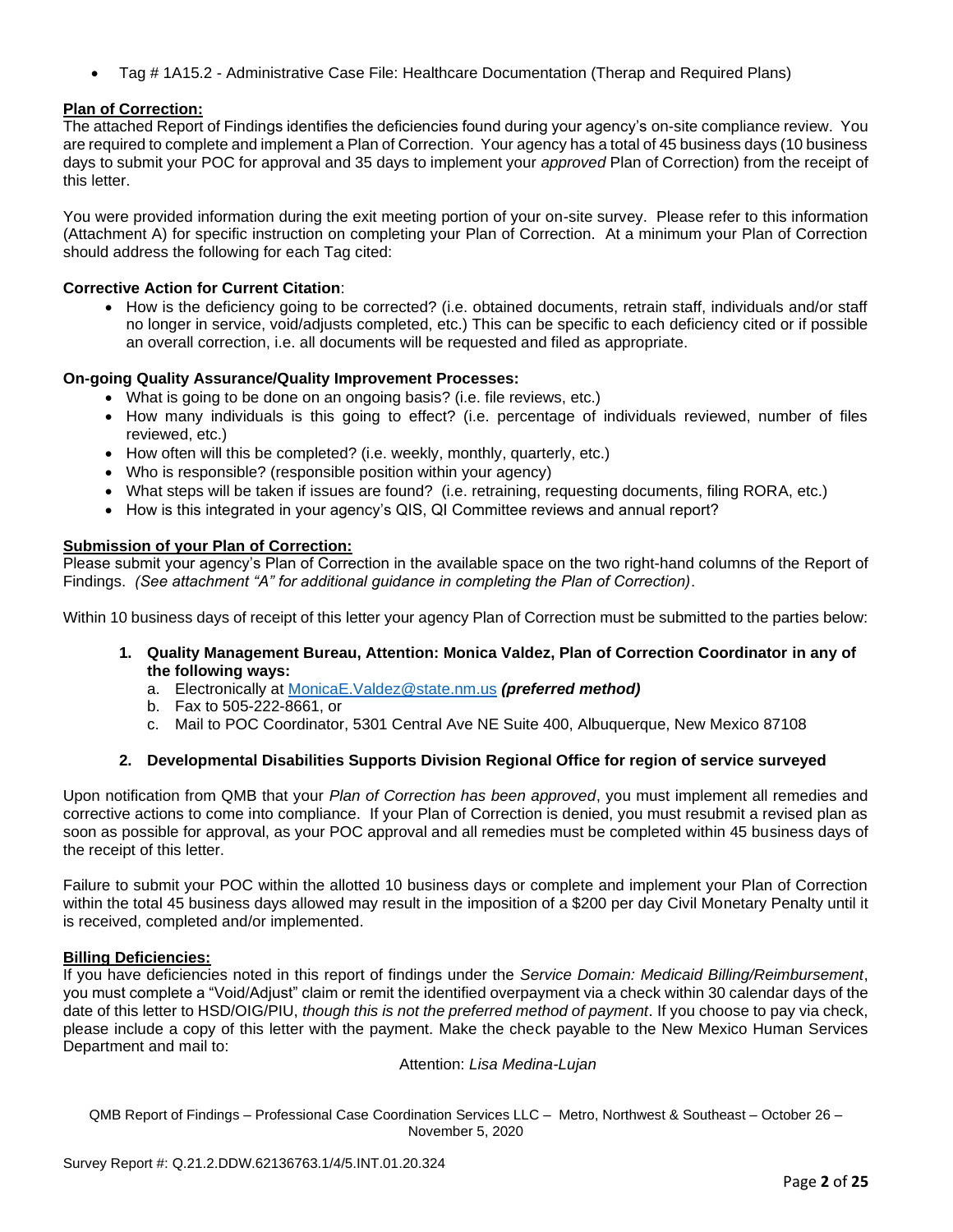- Tag # 1A15.2 - Administrative Case File: Healthcare Documentation (Therap and Required Plans)

**Plan of Correction:**

The attached Report of Findings identifies the deficiencies found during your agency's on-site compliance review. You are required to complete and implement a Plan of Correction. Your agency has a total of 45 business days (10 business days to submit your POC for approval and 35 days to implement your *approved* Plan of Correction) from the receipt of this letter.

You were provided information during the exit meeting portion of your on-site survey. Please refer to this information (Attachment A) for specific instruction on completing your Plan of Correction. At a minimum your Plan of Correction should address the following for each Tag cited:

**Corrective Action for Current Citation**:

- How is the deficiency going to be corrected? (i.e. obtained documents, retrain staff, individuals and/or staff no longer in service, void/adjusts completed, etc.) This can be specific to each deficiency cited or if possible an overall correction, i.e. all documents will be requested and filed as appropriate.

**On-going Quality Assurance/Quality Improvement Processes:**

- What is going to be done on an ongoing basis? (i.e. file reviews, etc.)
- How many individuals is this going to effect? (i.e. percentage of individuals reviewed, number of files reviewed, etc.)
- How often will this be completed? (i.e. weekly, monthly, quarterly, etc.)
- Who is responsible? (responsible position within your agency)
- What steps will be taken if issues are found? (i.e. retraining, requesting documents, filing RORA, etc.)
- How is this integrated in your agency's QIS, QI Committee reviews and annual report?

**Submission of your Plan of Correction:**

Please submit your agency's Plan of Correction in the available space on the two right-hand columns of the Report of Findings. *(See attachment "A" for additional guidance in completing the Plan of Correction)*.

Within 10 business days of receipt of this letter your agency Plan of Correction must be submitted to the parties below:

1. **Quality Management Bureau, Attention: Monica Valdez, Plan of Correction Coordinator in any of the following ways:**
   a. Electronically at MonicaE.Valdez@state.nm.us ***(preferred method)***
   b. Fax to 505-222-8661, or
   c. Mail to POC Coordinator, 5301 Central Ave NE Suite 400, Albuquerque, New Mexico 87108

2. **Developmental Disabilities Supports Division Regional Office for region of service surveyed**

Upon notification from QMB that your *Plan of Correction has been approved*, you must implement all remedies and corrective actions to come into compliance. If your Plan of Correction is denied, you must resubmit a revised plan as soon as possible for approval, as your POC approval and all remedies must be completed within 45 business days of the receipt of this letter.

Failure to submit your POC within the allotted 10 business days or complete and implement your Plan of Correction within the total 45 business days allowed may result in the imposition of a $200 per day Civil Monetary Penalty until it is received, completed and/or implemented.

**Billing Deficiencies:**

If you have deficiencies noted in this report of findings under the *Service Domain: Medicaid Billing/Reimbursement*, you must complete a "Void/Adjust" claim or remit the identified overpayment via a check within 30 calendar days of the date of this letter to HSD/OIG/PIU, *though this is not the preferred method of payment*. If you choose to pay via check, please include a copy of this letter with the payment. Make the check payable to the New Mexico Human Services Department and mail to:

Attention: *Lisa Medina-Lujan*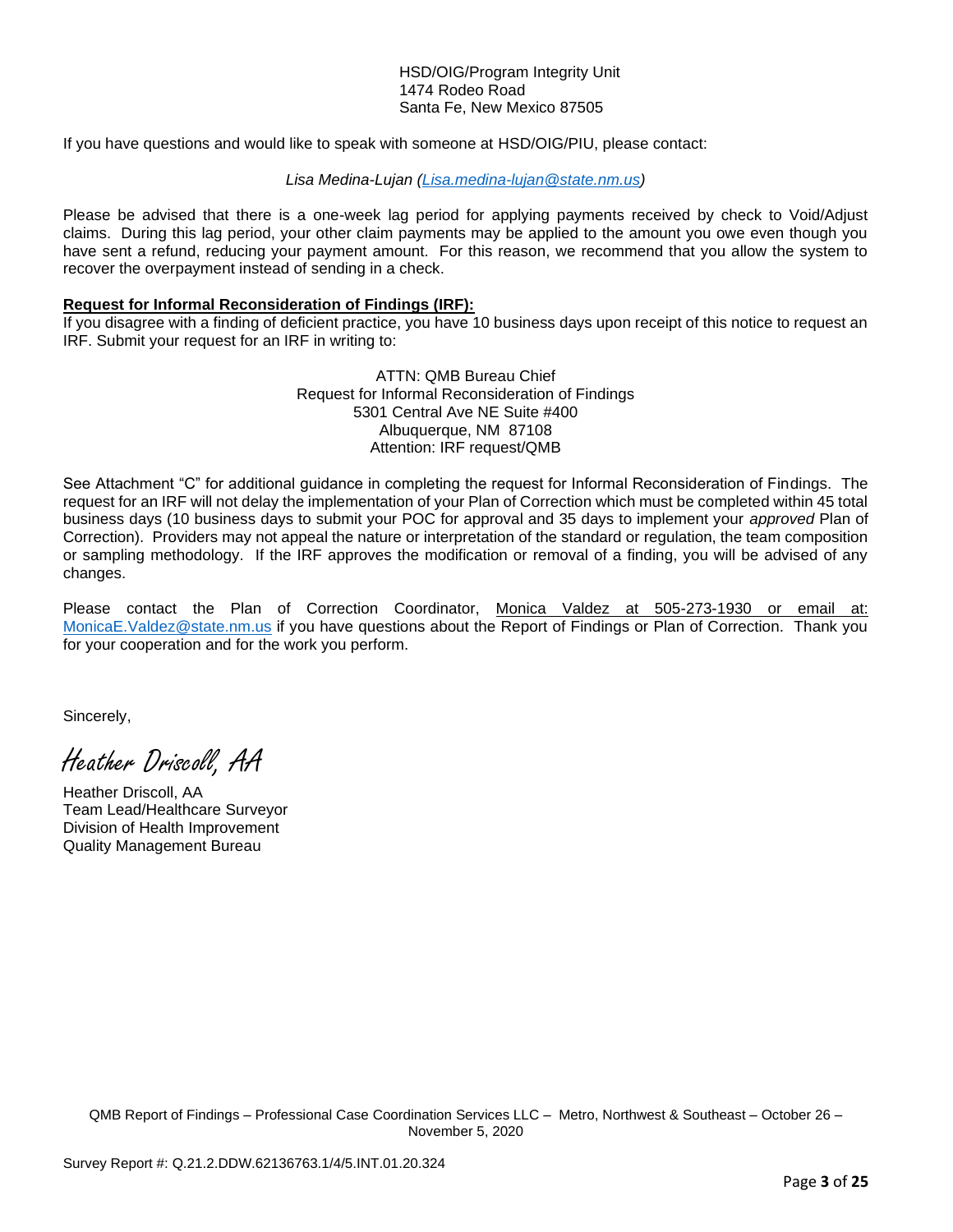HSD/OIG/Program Integrity Unit
1474 Rodeo Road
Santa Fe, New Mexico 87505

If you have questions and would like to speak with someone at HSD/OIG/PIU, please contact:

*Lisa Medina-Lujan (Lisa.medina-lujan@state.nm.us)*

Please be advised that there is a one-week lag period for applying payments received by check to Void/Adjust claims. During this lag period, your other claim payments may be applied to the amount you owe even though you have sent a refund, reducing your payment amount. For this reason, we recommend that you allow the system to recover the overpayment instead of sending in a check.

**Request for Informal Reconsideration of Findings (IRF):**

If you disagree with a finding of deficient practice, you have 10 business days upon receipt of this notice to request an IRF. Submit your request for an IRF in writing to:

ATTN: QMB Bureau Chief
Request for Informal Reconsideration of Findings
5301 Central Ave NE Suite #400
Albuquerque, NM 87108
Attention: IRF request/QMB

See Attachment "C" for additional guidance in completing the request for Informal Reconsideration of Findings. The request for an IRF will not delay the implementation of your Plan of Correction which must be completed within 45 total business days (10 business days to submit your POC for approval and 35 days to implement your *approved* Plan of Correction). Providers may not appeal the nature or interpretation of the standard or regulation, the team composition or sampling methodology. If the IRF approves the modification or removal of a finding, you will be advised of any changes.

Please contact the Plan of Correction Coordinator, Monica Valdez at 505-273-1930 or email at: MonicaE.Valdez@state.nm.us if you have questions about the Report of Findings or Plan of Correction. Thank you for your cooperation and for the work you perform.

Sincerely,

*Heather Driscoll, AA*

Heather Driscoll, AA
Team Lead/Healthcare Surveyor
Division of Health Improvement
Quality Management Bureau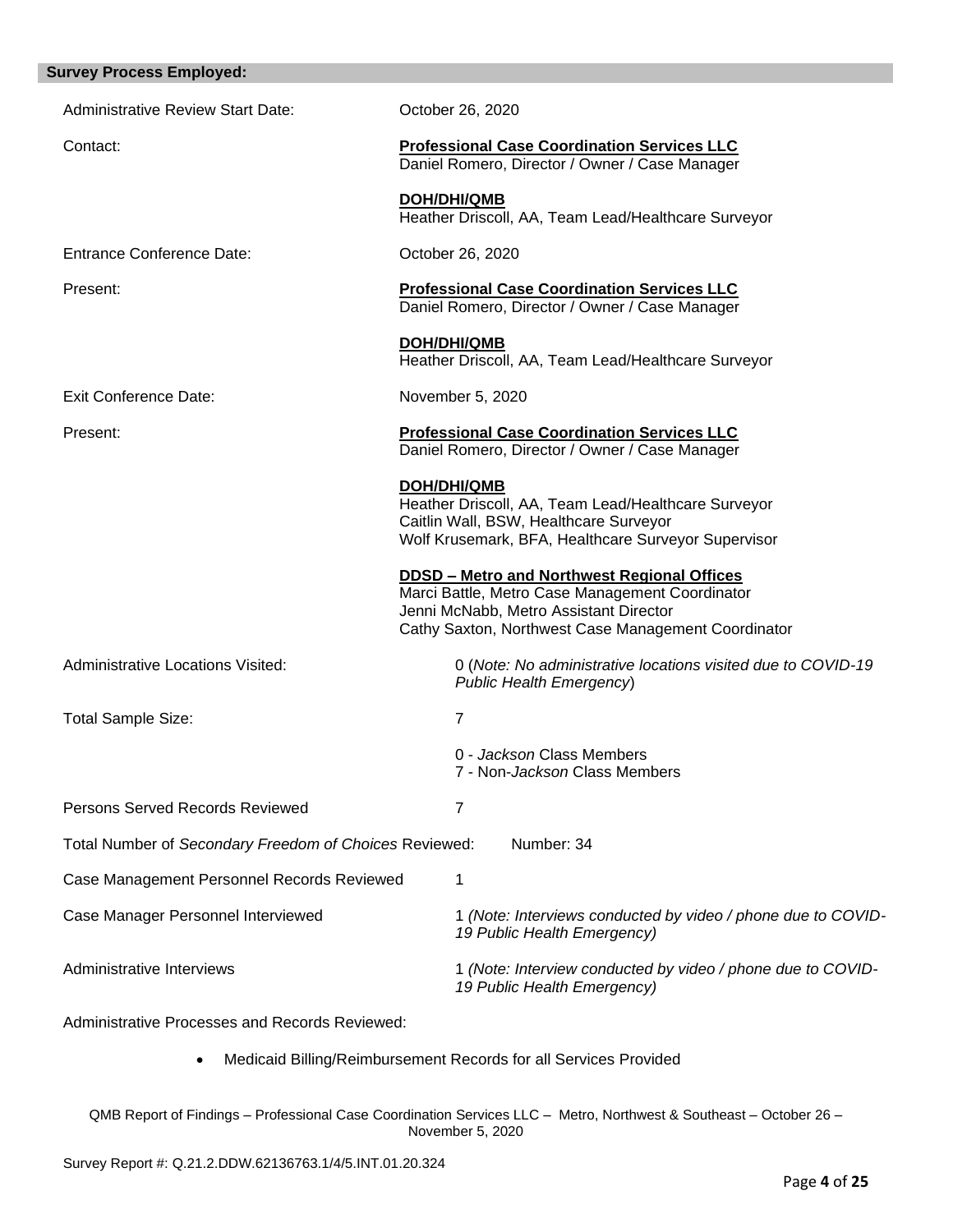**Survey Process Employed:**

Administrative Review Start Date: October 26, 2020

Contact:

**Professional Case Coordination Services LLC**
Daniel Romero, Director / Owner / Case Manager

**DOH/DHI/QMB**
Heather Driscoll, AA, Team Lead/Healthcare Surveyor

Entrance Conference Date: October 26, 2020

Present:

**Professional Case Coordination Services LLC**
Daniel Romero, Director / Owner / Case Manager

**DOH/DHI/QMB**
Heather Driscoll, AA, Team Lead/Healthcare Surveyor

Exit Conference Date: November 5, 2020

Present:

**Professional Case Coordination Services LLC**
Daniel Romero, Director / Owner / Case Manager

**DOH/DHI/QMB**
Heather Driscoll, AA, Team Lead/Healthcare Surveyor
Caitlin Wall, BSW, Healthcare Surveyor
Wolf Krusemark, BFA, Healthcare Surveyor Supervisor

**DDSD – Metro and Northwest Regional Offices**
Marci Battle, Metro Case Management Coordinator
Jenni McNabb, Metro Assistant Director
Cathy Saxton, Northwest Case Management Coordinator

Administrative Locations Visited: 0 (*Note: No administrative locations visited due to COVID-19 Public Health Emergency*)

Total Sample Size: 7

0 - *Jackson* Class Members
7 - Non-*Jackson* Class Members

Persons Served Records Reviewed: 7

Total Number of *Secondary Freedom of Choices* Reviewed: Number: 34

Case Management Personnel Records Reviewed: 1

Case Manager Personnel Interviewed: 1 *(Note: Interviews conducted by video / phone due to COVID-19 Public Health Emergency)*

Administrative Interviews: 1 *(Note: Interview conducted by video / phone due to COVID-19 Public Health Emergency)*

Administrative Processes and Records Reviewed:

- Medicaid Billing/Reimbursement Records for all Services Provided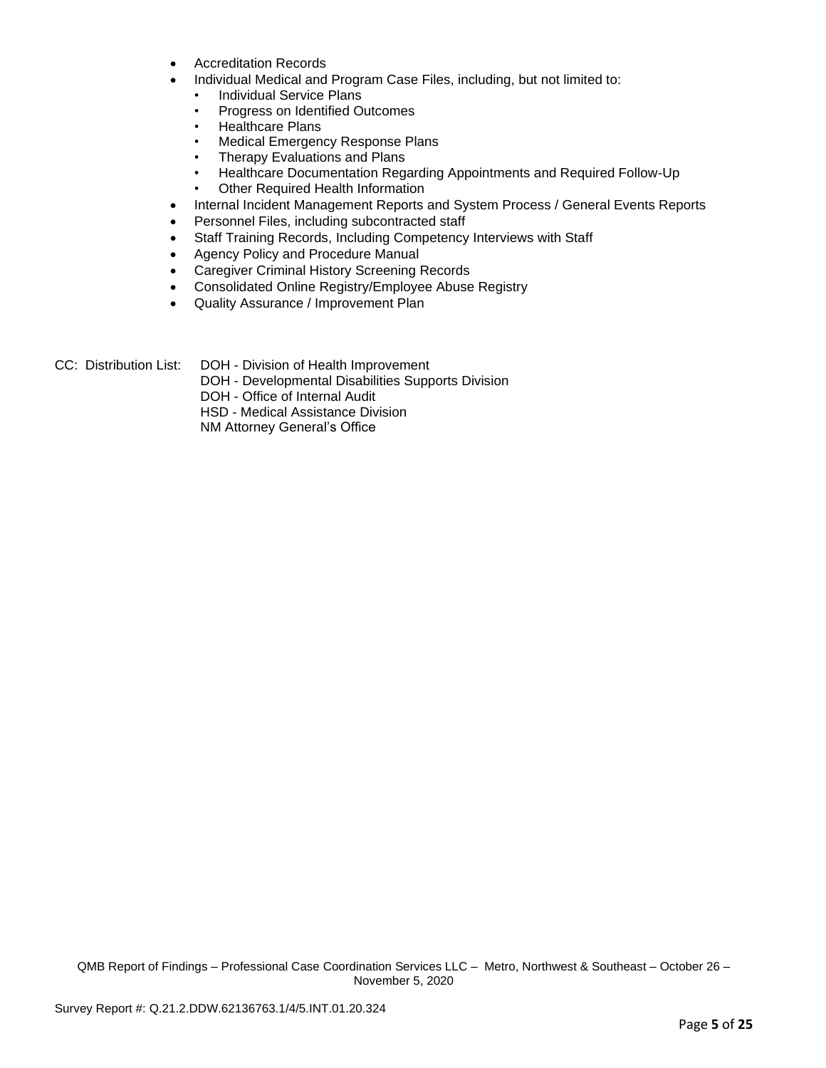- Accreditation Records
- Individual Medical and Program Case Files, including, but not limited to:
  - Individual Service Plans
  - Progress on Identified Outcomes
  - Healthcare Plans
  - Medical Emergency Response Plans
  - Therapy Evaluations and Plans
  - Healthcare Documentation Regarding Appointments and Required Follow-Up
  - Other Required Health Information
- Internal Incident Management Reports and System Process / General Events Reports
- Personnel Files, including subcontracted staff
- Staff Training Records, Including Competency Interviews with Staff
- Agency Policy and Procedure Manual
- Caregiver Criminal History Screening Records
- Consolidated Online Registry/Employee Abuse Registry
- Quality Assurance / Improvement Plan

CC: Distribution List:
DOH - Division of Health Improvement
DOH - Developmental Disabilities Supports Division
DOH - Office of Internal Audit
HSD - Medical Assistance Division
NM Attorney General's Office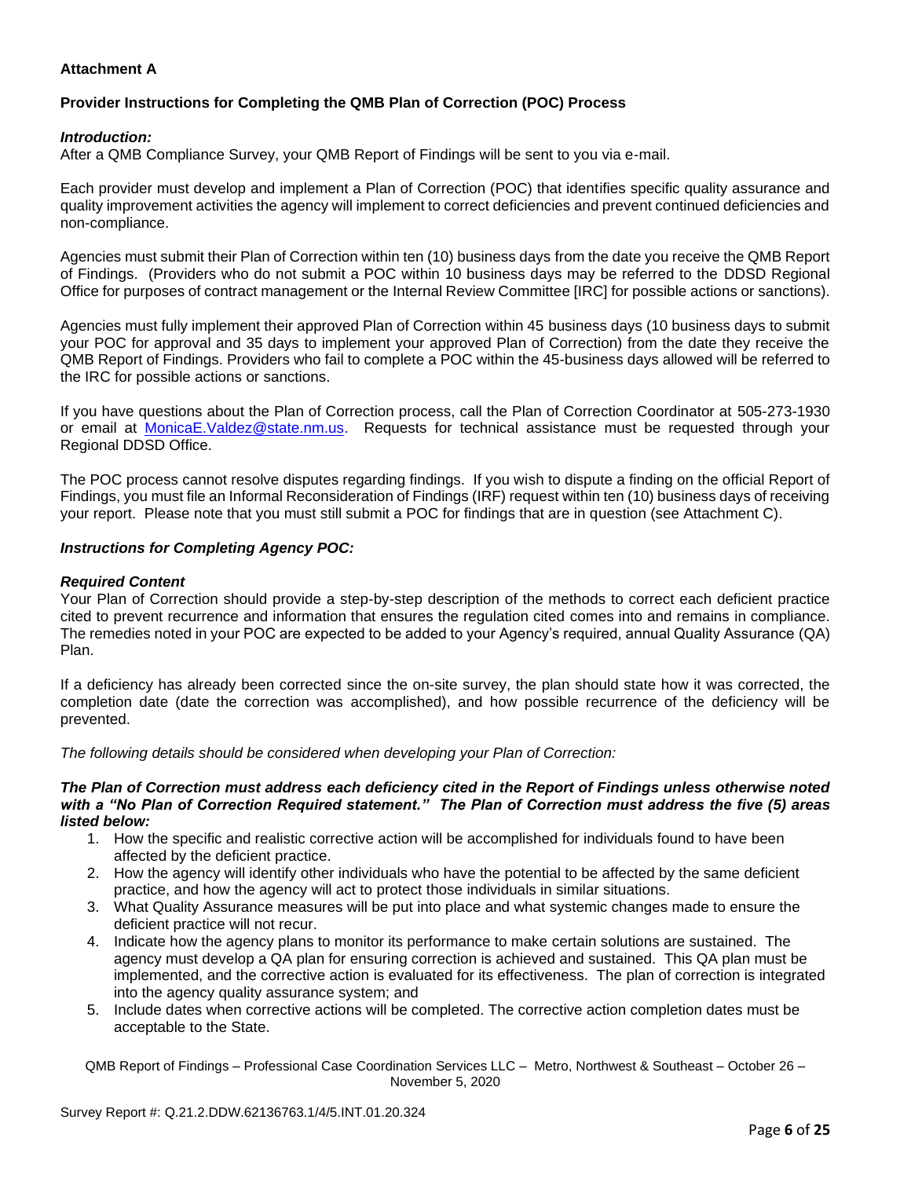**Attachment A**

**Provider Instructions for Completing the QMB Plan of Correction (POC) Process**

***Introduction:***

After a QMB Compliance Survey, your QMB Report of Findings will be sent to you via e-mail.

Each provider must develop and implement a Plan of Correction (POC) that identifies specific quality assurance and quality improvement activities the agency will implement to correct deficiencies and prevent continued deficiencies and non-compliance.

Agencies must submit their Plan of Correction within ten (10) business days from the date you receive the QMB Report of Findings. (Providers who do not submit a POC within 10 business days may be referred to the DDSD Regional Office for purposes of contract management or the Internal Review Committee [IRC] for possible actions or sanctions).

Agencies must fully implement their approved Plan of Correction within 45 business days (10 business days to submit your POC for approval and 35 days to implement your approved Plan of Correction) from the date they receive the QMB Report of Findings. Providers who fail to complete a POC within the 45-business days allowed will be referred to the IRC for possible actions or sanctions.

If you have questions about the Plan of Correction process, call the Plan of Correction Coordinator at 505-273-1930 or email at MonicaE.Valdez@state.nm.us. Requests for technical assistance must be requested through your Regional DDSD Office.

The POC process cannot resolve disputes regarding findings. If you wish to dispute a finding on the official Report of Findings, you must file an Informal Reconsideration of Findings (IRF) request within ten (10) business days of receiving your report. Please note that you must still submit a POC for findings that are in question (see Attachment C).

***Instructions for Completing Agency POC:***

***Required Content***

Your Plan of Correction should provide a step-by-step description of the methods to correct each deficient practice cited to prevent recurrence and information that ensures the regulation cited comes into and remains in compliance. The remedies noted in your POC are expected to be added to your Agency's required, annual Quality Assurance (QA) Plan.

If a deficiency has already been corrected since the on-site survey, the plan should state how it was corrected, the completion date (date the correction was accomplished), and how possible recurrence of the deficiency will be prevented.

*The following details should be considered when developing your Plan of Correction:*

***The Plan of Correction must address each deficiency cited in the Report of Findings unless otherwise noted with a "No Plan of Correction Required statement." The Plan of Correction must address the five (5) areas listed below:***

1. How the specific and realistic corrective action will be accomplished for individuals found to have been affected by the deficient practice.
2. How the agency will identify other individuals who have the potential to be affected by the same deficient practice, and how the agency will act to protect those individuals in similar situations.
3. What Quality Assurance measures will be put into place and what systemic changes made to ensure the deficient practice will not recur.
4. Indicate how the agency plans to monitor its performance to make certain solutions are sustained. The agency must develop a QA plan for ensuring correction is achieved and sustained. This QA plan must be implemented, and the corrective action is evaluated for its effectiveness. The plan of correction is integrated into the agency quality assurance system; and
5. Include dates when corrective actions will be completed. The corrective action completion dates must be acceptable to the State.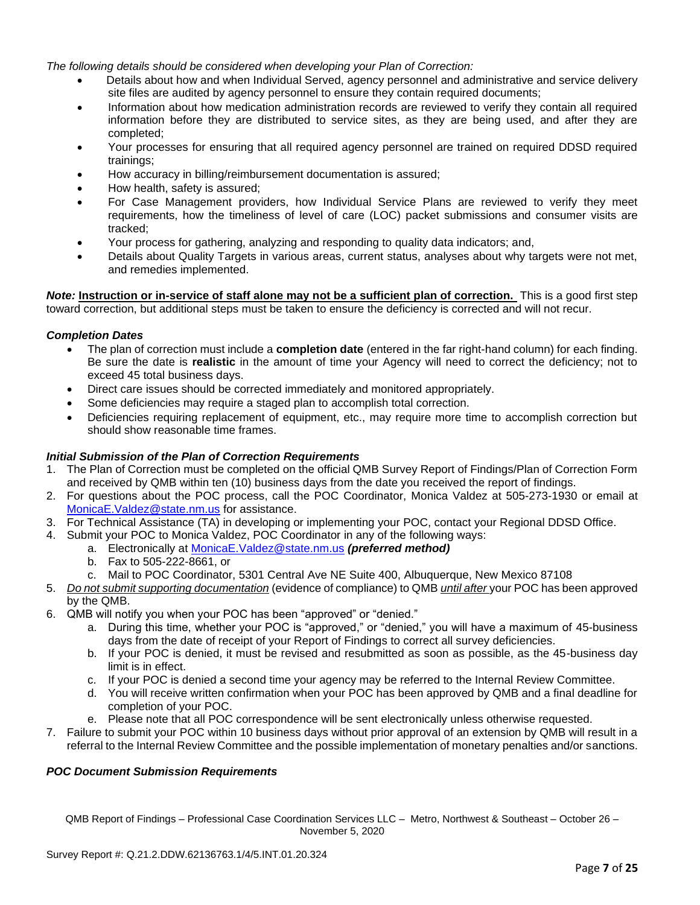*The following details should be considered when developing your Plan of Correction:*

- Details about how and when Individual Served, agency personnel and administrative and service delivery site files are audited by agency personnel to ensure they contain required documents;
- Information about how medication administration records are reviewed to verify they contain all required information before they are distributed to service sites, as they are being used, and after they are completed;
- Your processes for ensuring that all required agency personnel are trained on required DDSD required trainings;
- How accuracy in billing/reimbursement documentation is assured;
- How health, safety is assured;
- For Case Management providers, how Individual Service Plans are reviewed to verify they meet requirements, how the timeliness of level of care (LOC) packet submissions and consumer visits are tracked;
- Your process for gathering, analyzing and responding to quality data indicators; and,
- Details about Quality Targets in various areas, current status, analyses about why targets were not met, and remedies implemented.

***Note:*** **Instruction or in-service of staff alone may not be a sufficient plan of correction.** This is a good first step toward correction, but additional steps must be taken to ensure the deficiency is corrected and will not recur.

### *Completion Dates*

- The plan of correction must include a **completion date** (entered in the far right-hand column) for each finding. Be sure the date is **realistic** in the amount of time your Agency will need to correct the deficiency; not to exceed 45 total business days.
- Direct care issues should be corrected immediately and monitored appropriately.
- Some deficiencies may require a staged plan to accomplish total correction.
- Deficiencies requiring replacement of equipment, etc., may require more time to accomplish correction but should show reasonable time frames.

### *Initial Submission of the Plan of Correction Requirements*

1. The Plan of Correction must be completed on the official QMB Survey Report of Findings/Plan of Correction Form and received by QMB within ten (10) business days from the date you received the report of findings.
2. For questions about the POC process, call the POC Coordinator, Monica Valdez at 505-273-1930 or email at MonicaE.Valdez@state.nm.us for assistance.
3. For Technical Assistance (TA) in developing or implementing your POC, contact your Regional DDSD Office.
4. Submit your POC to Monica Valdez, POC Coordinator in any of the following ways:
   a. Electronically at MonicaE.Valdez@state.nm.us ***(preferred method)***
   b. Fax to 505-222-8661, or
   c. Mail to POC Coordinator, 5301 Central Ave NE Suite 400, Albuquerque, New Mexico 87108
5. *Do not submit supporting documentation* (evidence of compliance) to QMB *until after* your POC has been approved by the QMB.
6. QMB will notify you when your POC has been "approved" or "denied."
   a. During this time, whether your POC is "approved," or "denied," you will have a maximum of 45-business days from the date of receipt of your Report of Findings to correct all survey deficiencies.
   b. If your POC is denied, it must be revised and resubmitted as soon as possible, as the 45-business day limit is in effect.
   c. If your POC is denied a second time your agency may be referred to the Internal Review Committee.
   d. You will receive written confirmation when your POC has been approved by QMB and a final deadline for completion of your POC.
   e. Please note that all POC correspondence will be sent electronically unless otherwise requested.
7. Failure to submit your POC within 10 business days without prior approval of an extension by QMB will result in a referral to the Internal Review Committee and the possible implementation of monetary penalties and/or sanctions.

### *POC Document Submission Requirements*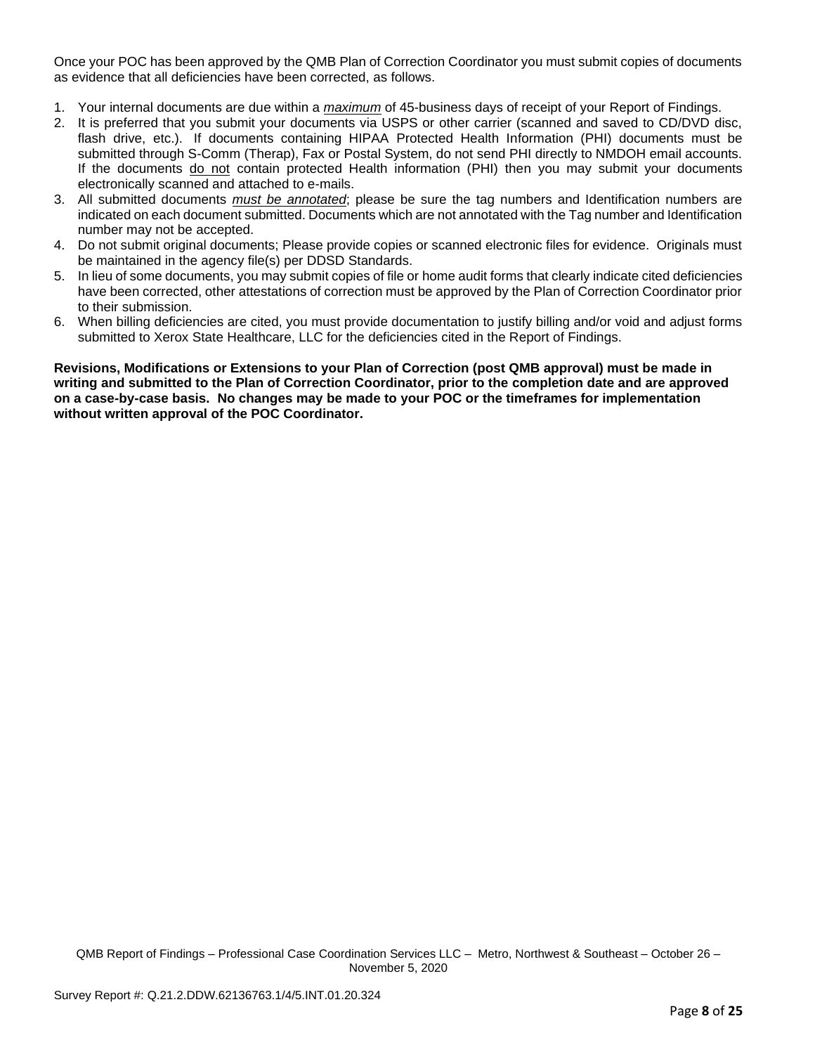Once your POC has been approved by the QMB Plan of Correction Coordinator you must submit copies of documents as evidence that all deficiencies have been corrected, as follows.

1. Your internal documents are due within a ***maximum*** of 45-business days of receipt of your Report of Findings.
2. It is preferred that you submit your documents via USPS or other carrier (scanned and saved to CD/DVD disc, flash drive, etc.). If documents containing HIPAA Protected Health Information (PHI) documents must be submitted through S-Comm (Therap), Fax or Postal System, do not send PHI directly to NMDOH email accounts. If the documents do not contain protected Health information (PHI) then you may submit your documents electronically scanned and attached to e-mails.
3. All submitted documents *must be annotated*; please be sure the tag numbers and Identification numbers are indicated on each document submitted. Documents which are not annotated with the Tag number and Identification number may not be accepted.
4. Do not submit original documents; Please provide copies or scanned electronic files for evidence. Originals must be maintained in the agency file(s) per DDSD Standards.
5. In lieu of some documents, you may submit copies of file or home audit forms that clearly indicate cited deficiencies have been corrected, other attestations of correction must be approved by the Plan of Correction Coordinator prior to their submission.
6. When billing deficiencies are cited, you must provide documentation to justify billing and/or void and adjust forms submitted to Xerox State Healthcare, LLC for the deficiencies cited in the Report of Findings.

**Revisions, Modifications or Extensions to your Plan of Correction (post QMB approval) must be made in writing and submitted to the Plan of Correction Coordinator, prior to the completion date and are approved on a case-by-case basis. No changes may be made to your POC or the timeframes for implementation without written approval of the POC Coordinator.**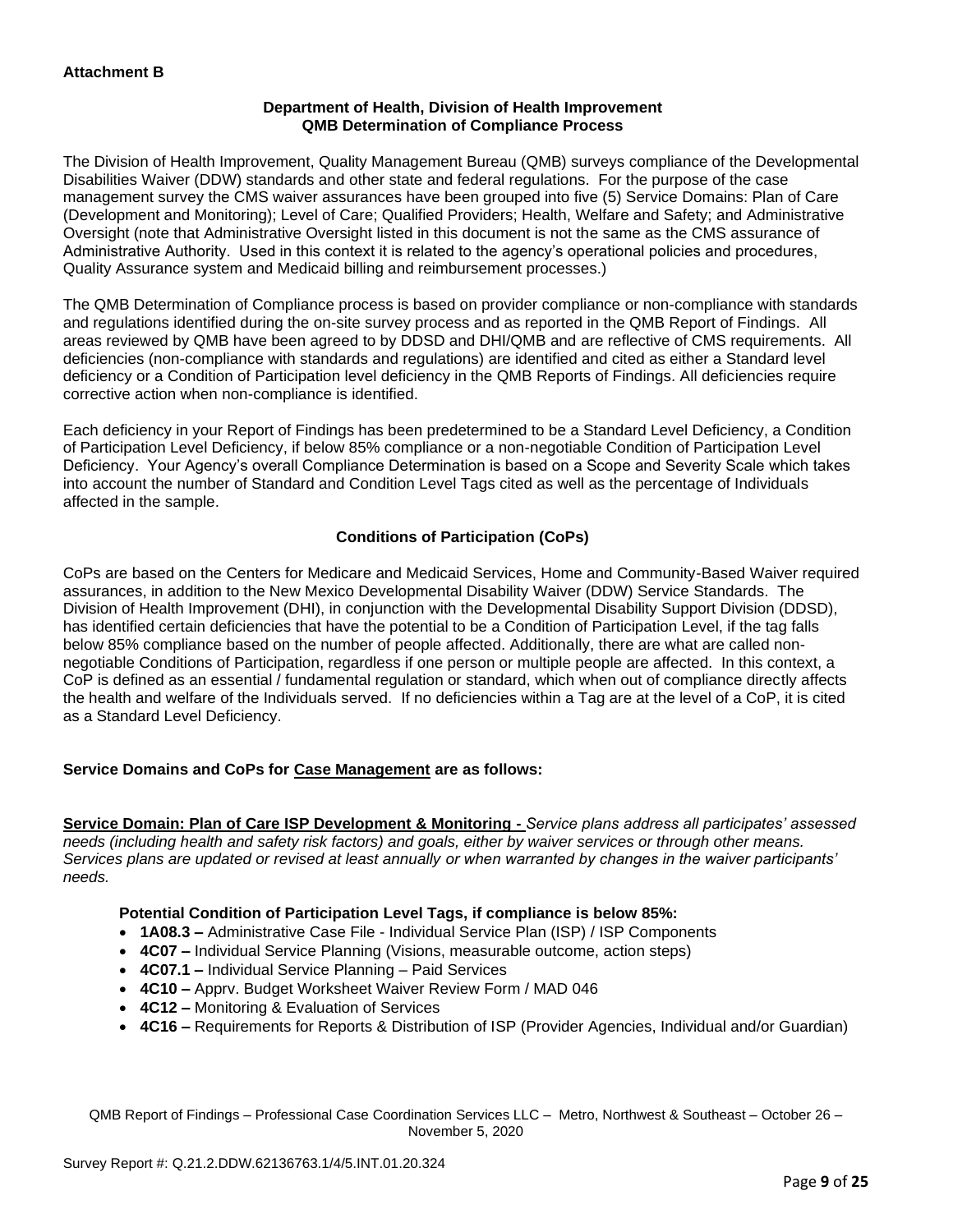**Attachment B**

**Department of Health, Division of Health Improvement**
**QMB Determination of Compliance Process**

The Division of Health Improvement, Quality Management Bureau (QMB) surveys compliance of the Developmental Disabilities Waiver (DDW) standards and other state and federal regulations. For the purpose of the case management survey the CMS waiver assurances have been grouped into five (5) Service Domains: Plan of Care (Development and Monitoring); Level of Care; Qualified Providers; Health, Welfare and Safety; and Administrative Oversight (note that Administrative Oversight listed in this document is not the same as the CMS assurance of Administrative Authority. Used in this context it is related to the agency's operational policies and procedures, Quality Assurance system and Medicaid billing and reimbursement processes.)

The QMB Determination of Compliance process is based on provider compliance or non-compliance with standards and regulations identified during the on-site survey process and as reported in the QMB Report of Findings. All areas reviewed by QMB have been agreed to by DDSD and DHI/QMB and are reflective of CMS requirements. All deficiencies (non-compliance with standards and regulations) are identified and cited as either a Standard level deficiency or a Condition of Participation level deficiency in the QMB Reports of Findings. All deficiencies require corrective action when non-compliance is identified.

Each deficiency in your Report of Findings has been predetermined to be a Standard Level Deficiency, a Condition of Participation Level Deficiency, if below 85% compliance or a non-negotiable Condition of Participation Level Deficiency. Your Agency's overall Compliance Determination is based on a Scope and Severity Scale which takes into account the number of Standard and Condition Level Tags cited as well as the percentage of Individuals affected in the sample.

**Conditions of Participation (CoPs)**

CoPs are based on the Centers for Medicare and Medicaid Services, Home and Community-Based Waiver required assurances, in addition to the New Mexico Developmental Disability Waiver (DDW) Service Standards. The Division of Health Improvement (DHI), in conjunction with the Developmental Disability Support Division (DDSD), has identified certain deficiencies that have the potential to be a Condition of Participation Level, if the tag falls below 85% compliance based on the number of people affected. Additionally, there are what are called non-negotiable Conditions of Participation, regardless if one person or multiple people are affected. In this context, a CoP is defined as an essential / fundamental regulation or standard, which when out of compliance directly affects the health and welfare of the Individuals served. If no deficiencies within a Tag are at the level of a CoP, it is cited as a Standard Level Deficiency.

**Service Domains and CoPs for Case Management are as follows:**

**Service Domain: Plan of Care ISP Development & Monitoring -** *Service plans address all participates' assessed needs (including health and safety risk factors) and goals, either by waiver services or through other means. Services plans are updated or revised at least annually or when warranted by changes in the waiver participants' needs.*

**Potential Condition of Participation Level Tags, if compliance is below 85%:**

- **1A08.3 –** Administrative Case File - Individual Service Plan (ISP) / ISP Components
- **4C07 –** Individual Service Planning (Visions, measurable outcome, action steps)
- **4C07.1 –** Individual Service Planning – Paid Services
- **4C10 –** Apprv. Budget Worksheet Waiver Review Form / MAD 046
- **4C12 –** Monitoring & Evaluation of Services
- **4C16 –** Requirements for Reports & Distribution of ISP (Provider Agencies, Individual and/or Guardian)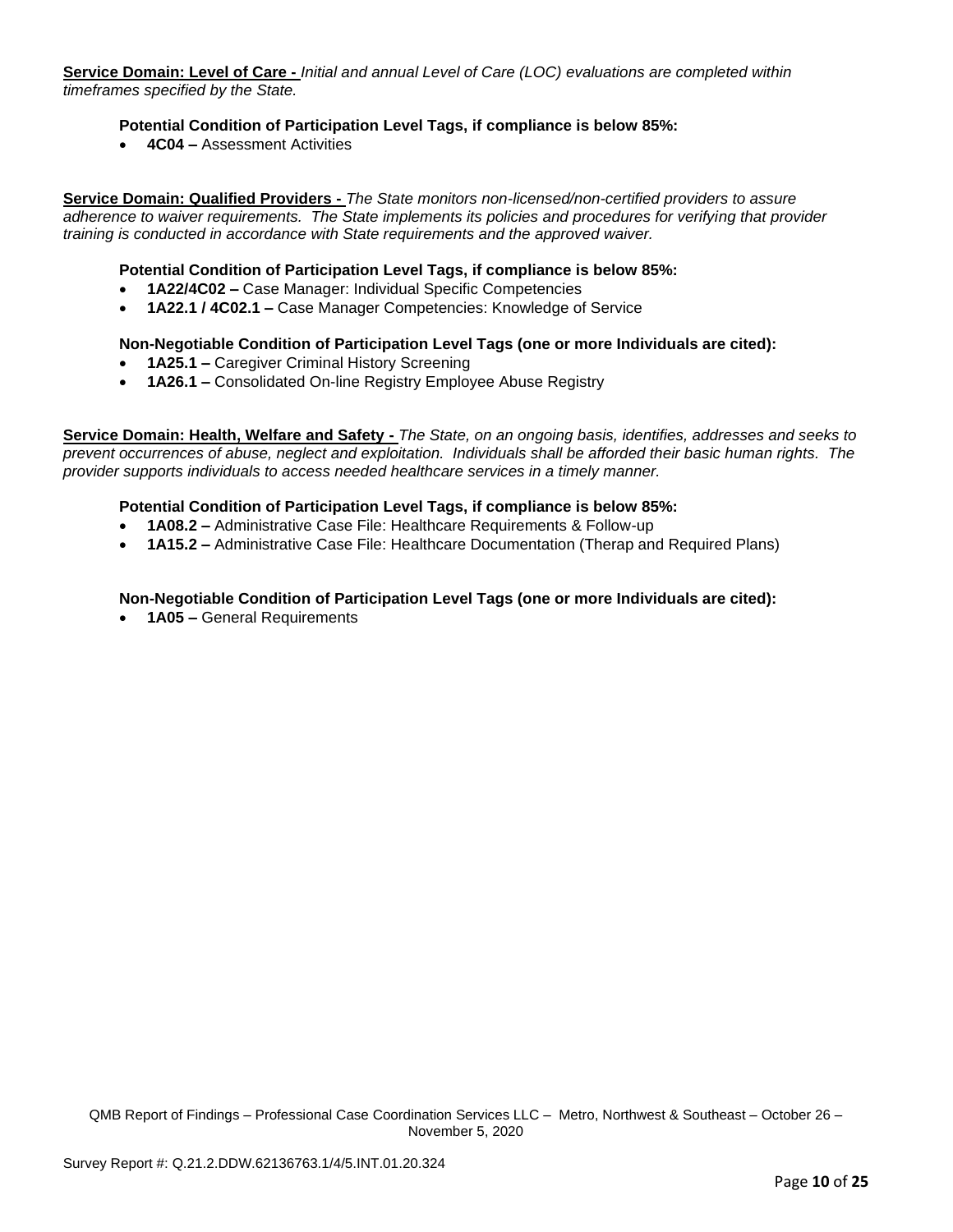**<u>Service Domain: Level of Care -</u>** *Initial and annual Level of Care (LOC) evaluations are completed within timeframes specified by the State.*

**Potential Condition of Participation Level Tags, if compliance is below 85%:**

- **4C04 –** Assessment Activities

**<u>Service Domain: Qualified Providers -</u>** *The State monitors non-licensed/non-certified providers to assure adherence to waiver requirements. The State implements its policies and procedures for verifying that provider training is conducted in accordance with State requirements and the approved waiver.*

**Potential Condition of Participation Level Tags, if compliance is below 85%:**

- **1A22/4C02 –** Case Manager: Individual Specific Competencies
- **1A22.1 / 4C02.1 –** Case Manager Competencies: Knowledge of Service

**Non-Negotiable Condition of Participation Level Tags (one or more Individuals are cited):**

- **1A25.1 –** Caregiver Criminal History Screening
- **1A26.1 –** Consolidated On-line Registry Employee Abuse Registry

**<u>Service Domain: Health, Welfare and Safety -</u>** *The State, on an ongoing basis, identifies, addresses and seeks to prevent occurrences of abuse, neglect and exploitation. Individuals shall be afforded their basic human rights. The provider supports individuals to access needed healthcare services in a timely manner.*

**Potential Condition of Participation Level Tags, if compliance is below 85%:**

- **1A08.2 –** Administrative Case File: Healthcare Requirements & Follow-up
- **1A15.2 –** Administrative Case File: Healthcare Documentation (Therap and Required Plans)

**Non-Negotiable Condition of Participation Level Tags (one or more Individuals are cited):**

- **1A05 –** General Requirements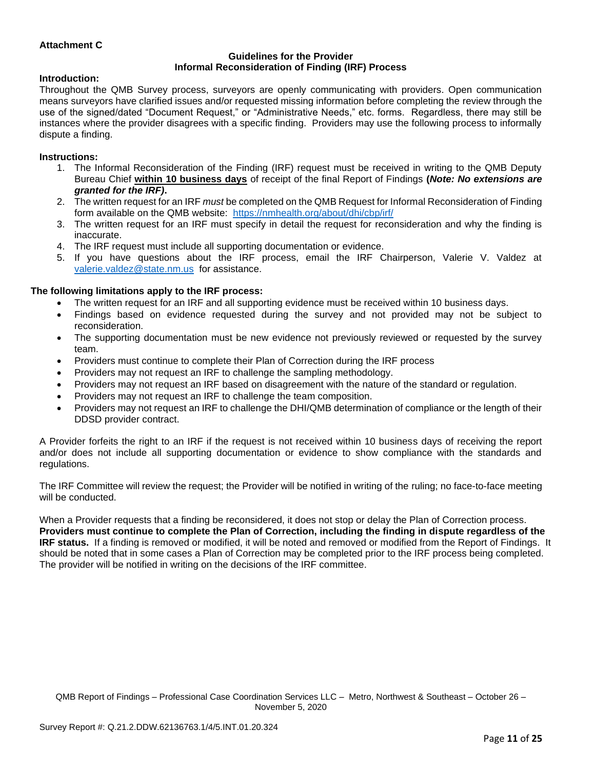**Attachment C**

**Guidelines for the Provider**
**Informal Reconsideration of Finding (IRF) Process**

**Introduction:**

Throughout the QMB Survey process, surveyors are openly communicating with providers. Open communication means surveyors have clarified issues and/or requested missing information before completing the review through the use of the signed/dated "Document Request," or "Administrative Needs," etc. forms. Regardless, there may still be instances where the provider disagrees with a specific finding. Providers may use the following process to informally dispute a finding.

**Instructions:**

1. The Informal Reconsideration of the Finding (IRF) request must be received in writing to the QMB Deputy Bureau Chief **within 10 business days** of receipt of the final Report of Findings **(*Note: No extensions are granted for the IRF)*.**
2. The written request for an IRF *must* be completed on the QMB Request for Informal Reconsideration of Finding form available on the QMB website: https://nmhealth.org/about/dhi/cbp/irf/
3. The written request for an IRF must specify in detail the request for reconsideration and why the finding is inaccurate.
4. The IRF request must include all supporting documentation or evidence.
5. If you have questions about the IRF process, email the IRF Chairperson, Valerie V. Valdez at valerie.valdez@state.nm.us for assistance.

**The following limitations apply to the IRF process:**

- The written request for an IRF and all supporting evidence must be received within 10 business days.
- Findings based on evidence requested during the survey and not provided may not be subject to reconsideration.
- The supporting documentation must be new evidence not previously reviewed or requested by the survey team.
- Providers must continue to complete their Plan of Correction during the IRF process
- Providers may not request an IRF to challenge the sampling methodology.
- Providers may not request an IRF based on disagreement with the nature of the standard or regulation.
- Providers may not request an IRF to challenge the team composition.
- Providers may not request an IRF to challenge the DHI/QMB determination of compliance or the length of their DDSD provider contract.

A Provider forfeits the right to an IRF if the request is not received within 10 business days of receiving the report and/or does not include all supporting documentation or evidence to show compliance with the standards and regulations.

The IRF Committee will review the request; the Provider will be notified in writing of the ruling; no face-to-face meeting will be conducted.

When a Provider requests that a finding be reconsidered, it does not stop or delay the Plan of Correction process. **Providers must continue to complete the Plan of Correction, including the finding in dispute regardless of the IRF status.** If a finding is removed or modified, it will be noted and removed or modified from the Report of Findings. It should be noted that in some cases a Plan of Correction may be completed prior to the IRF process being completed. The provider will be notified in writing on the decisions of the IRF committee.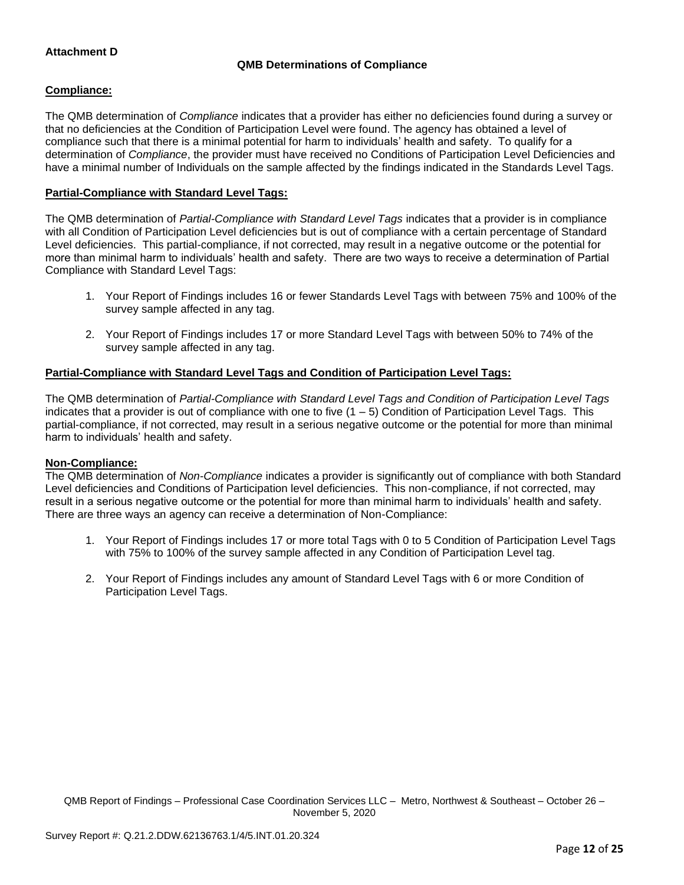**Attachment D**

**QMB Determinations of Compliance**

**Compliance:**

The QMB determination of *Compliance* indicates that a provider has either no deficiencies found during a survey or that no deficiencies at the Condition of Participation Level were found. The agency has obtained a level of compliance such that there is a minimal potential for harm to individuals' health and safety. To qualify for a determination of *Compliance*, the provider must have received no Conditions of Participation Level Deficiencies and have a minimal number of Individuals on the sample affected by the findings indicated in the Standards Level Tags.

**Partial-Compliance with Standard Level Tags:**

The QMB determination of *Partial-Compliance with Standard Level Tags* indicates that a provider is in compliance with all Condition of Participation Level deficiencies but is out of compliance with a certain percentage of Standard Level deficiencies. This partial-compliance, if not corrected, may result in a negative outcome or the potential for more than minimal harm to individuals' health and safety. There are two ways to receive a determination of Partial Compliance with Standard Level Tags:

1. Your Report of Findings includes 16 or fewer Standards Level Tags with between 75% and 100% of the survey sample affected in any tag.
2. Your Report of Findings includes 17 or more Standard Level Tags with between 50% to 74% of the survey sample affected in any tag.

**Partial-Compliance with Standard Level Tags and Condition of Participation Level Tags:**

The QMB determination of *Partial-Compliance with Standard Level Tags and Condition of Participation Level Tags* indicates that a provider is out of compliance with one to five (1 – 5) Condition of Participation Level Tags. This partial-compliance, if not corrected, may result in a serious negative outcome or the potential for more than minimal harm to individuals' health and safety.

**Non-Compliance:**

The QMB determination of *Non-Compliance* indicates a provider is significantly out of compliance with both Standard Level deficiencies and Conditions of Participation level deficiencies. This non-compliance, if not corrected, may result in a serious negative outcome or the potential for more than minimal harm to individuals' health and safety. There are three ways an agency can receive a determination of Non-Compliance:

1. Your Report of Findings includes 17 or more total Tags with 0 to 5 Condition of Participation Level Tags with 75% to 100% of the survey sample affected in any Condition of Participation Level tag.
2. Your Report of Findings includes any amount of Standard Level Tags with 6 or more Condition of Participation Level Tags.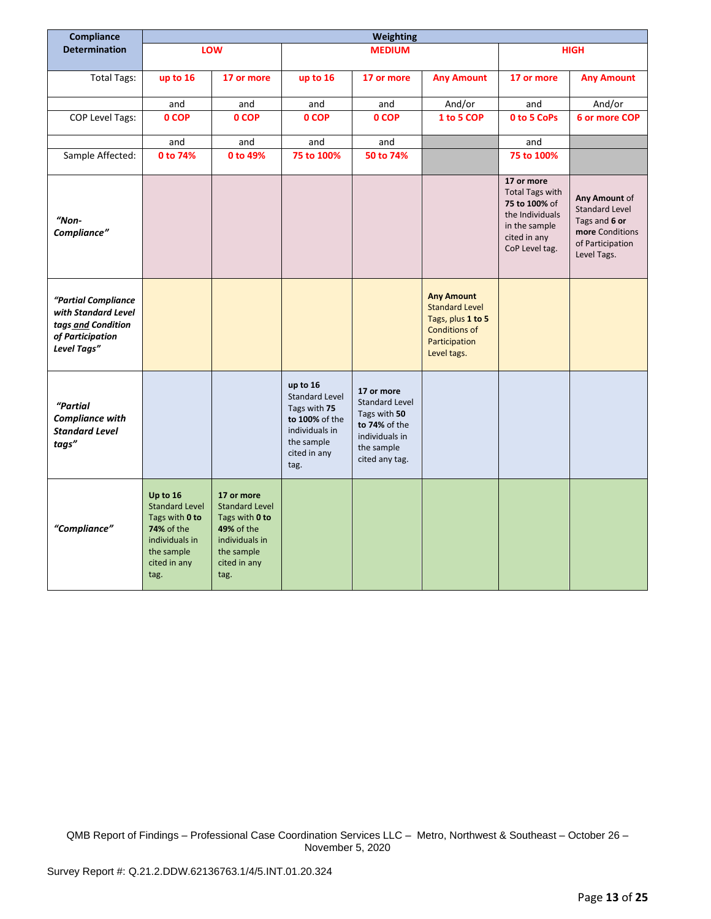| Compliance Determination | Weighting | | | | | | |
|---|---|---|---|---|---|---|---|
| | **LOW** | | **MEDIUM** | | | **HIGH** | |
| Total Tags: | **up to 16** | **17 or more** | **up to 16** | **17 or more** | **Any Amount** | **17 or more** | **Any Amount** |
| | and | and | and | and | And/or | and | And/or |
| COP Level Tags: | **0 COP** | **0 COP** | **0 COP** | **0 COP** | **1 to 5 COP** | **0 to 5 CoPs** | **6 or more COP** |
| | and | and | and | and | | and | |
| Sample Affected: | **0 to 74%** | **0 to 49%** | **75 to 100%** | **50 to 74%** | | **75 to 100%** | |
| ***"Non-Compliance"*** | | | | | | **17 or more** Total Tags with **75 to 100%** of the Individuals in the sample cited in any CoP Level tag. | **Any Amount** of Standard Level Tags and **6 or more** Conditions of Participation Level Tags. |
| ***"Partial Compliance with Standard Level tags and Condition of Participation Level Tags"*** | | | | | **Any Amount** Standard Level Tags, plus **1 to 5** Conditions of Participation Level tags. | | |
| ***"Partial Compliance with Standard Level tags"*** | | | **up to 16** Standard Level Tags with **75 to 100%** of the individuals in the sample cited in any tag. | **17 or more** Standard Level Tags with **50 to 74%** of the individuals in the sample cited any tag. | | | |
| ***"Compliance"*** | **Up to 16** Standard Level Tags with **0 to 74%** of the individuals in the sample cited in any tag. | **17 or more** Standard Level Tags with **0 to 49%** of the individuals in the sample cited in any tag. | | | | | |

QMB Report of Findings – Professional Case Coordination Services LLC – Metro, Northwest & Southeast – October 26 – November 5, 2020

Survey Report #: Q.21.2.DDW.62136763.1/4/5.INT.01.20.324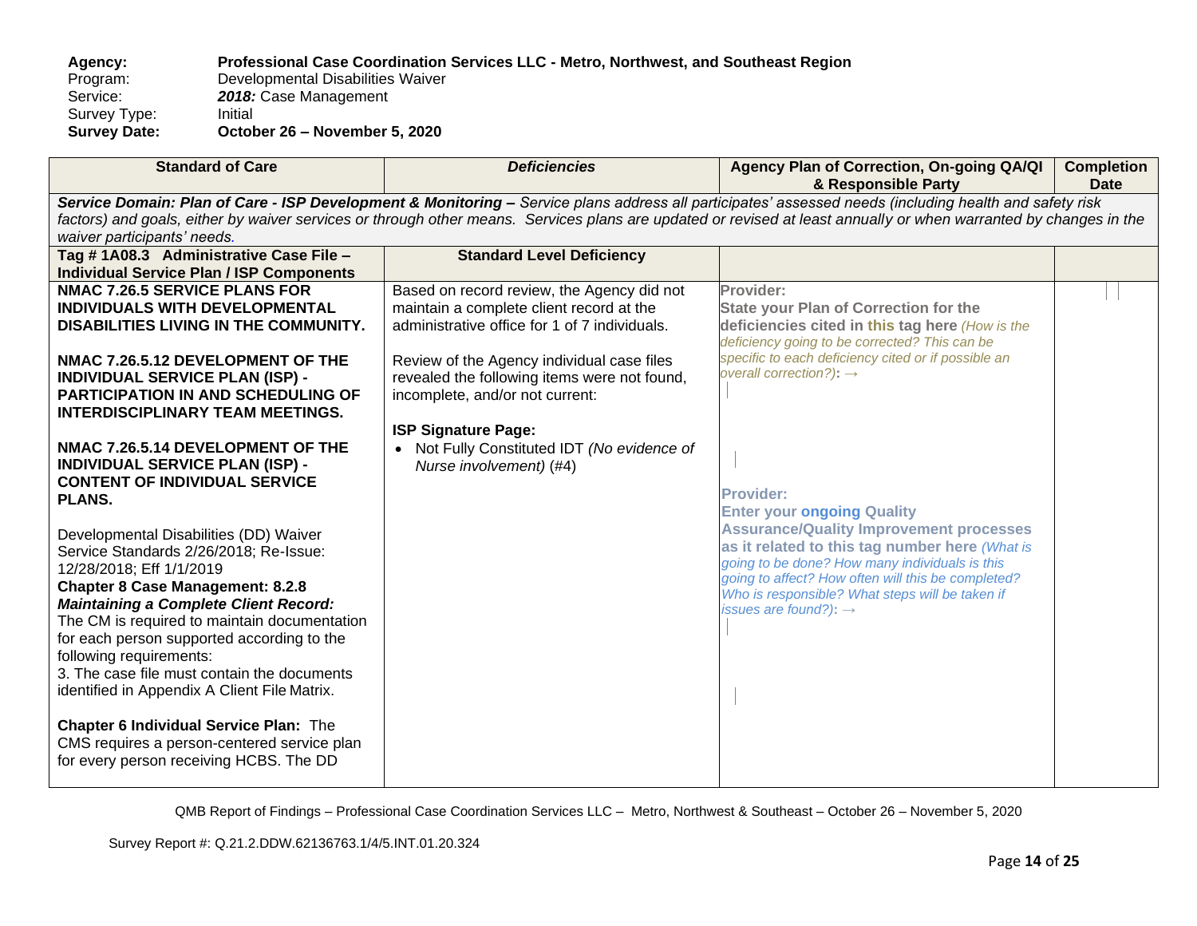**Agency:** **Professional Case Coordination Services LLC - Metro, Northwest, and Southeast Region**
Program: Developmental Disabilities Waiver
Service: ***2018:*** Case Management
Survey Type: Initial
**Survey Date:** **October 26 – November 5, 2020**

| Standard of Care | *Deficiencies* | Agency Plan of Correction, On-going QA/QI & Responsible Party | Completion Date |
|---|---|---|---|
| ***Service Domain: Plan of Care - ISP Development & Monitoring –*** *Service plans address all participates' assessed needs (including health and safety risk factors) and goals, either by waiver services or through other means. Services plans are updated or revised at least annually or when warranted by changes in the waiver participants' needs.* | | | |
| **Tag # 1A08.3 Administrative Case File – Individual Service Plan / ISP Components** | **Standard Level Deficiency** | | |
| **NMAC 7.26.5 SERVICE PLANS FOR INDIVIDUALS WITH DEVELOPMENTAL DISABILITIES LIVING IN THE COMMUNITY.**<br><br>**NMAC 7.26.5.12 DEVELOPMENT OF THE INDIVIDUAL SERVICE PLAN (ISP) - PARTICIPATION IN AND SCHEDULING OF INTERDISCIPLINARY TEAM MEETINGS.**<br><br>**NMAC 7.26.5.14 DEVELOPMENT OF THE INDIVIDUAL SERVICE PLAN (ISP) - CONTENT OF INDIVIDUAL SERVICE PLANS.**<br><br>Developmental Disabilities (DD) Waiver Service Standards 2/26/2018; Re-Issue: 12/28/2018; Eff 1/1/2019<br>**Chapter 8 Case Management: 8.2.8** ***Maintaining a Complete Client Record:*** The CM is required to maintain documentation for each person supported according to the following requirements:<br>3. The case file must contain the documents identified in Appendix A Client File Matrix.<br><br>**Chapter 6 Individual Service Plan:** The CMS requires a person-centered service plan for every person receiving HCBS. The DD | Based on record review, the Agency did not maintain a complete client record at the administrative office for 1 of 7 individuals.<br><br>Review of the Agency individual case files revealed the following items were not found, incomplete, and/or not current:<br><br>**ISP Signature Page:**<br>• Not Fully Constituted IDT *(No evidence of Nurse involvement)* (#4) | **Provider:**<br>**State your Plan of Correction for the deficiencies cited in this tag here** *(How is the deficiency going to be corrected? This can be specific to each deficiency cited or if possible an overall correction?):* →<br><br>**Provider:**<br>**Enter your ongoing Quality Assurance/Quality Improvement processes as it related to this tag number here** *(What is going to be done? How many individuals is this going to affect? How often will this be completed? Who is responsible? What steps will be taken if issues are found?):* → | |

QMB Report of Findings – Professional Case Coordination Services LLC – Metro, Northwest & Southeast – October 26 – November 5, 2020

Survey Report #: Q.21.2.DDW.62136763.1/4/5.INT.01.20.324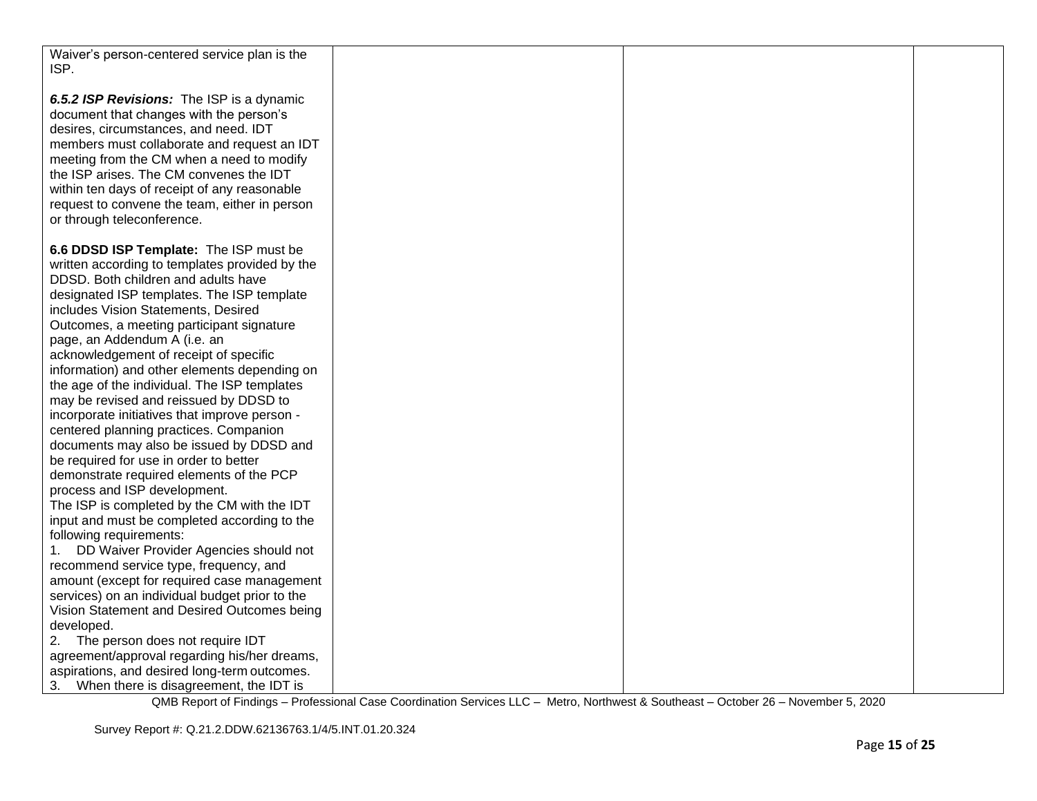| | | | |
|---|---|---|---|
| Waiver's person-centered service plan is the ISP.<br><br>***6.5.2 ISP Revisions:*** The ISP is a dynamic document that changes with the person's desires, circumstances, and need. IDT members must collaborate and request an IDT meeting from the CM when a need to modify the ISP arises. The CM convenes the IDT within ten days of receipt of any reasonable request to convene the team, either in person or through teleconference.<br><br>**6.6 DDSD ISP Template:** The ISP must be written according to templates provided by the DDSD. Both children and adults have designated ISP templates. The ISP template includes Vision Statements, Desired Outcomes, a meeting participant signature page, an Addendum A (i.e. an acknowledgement of receipt of specific information) and other elements depending on the age of the individual. The ISP templates may be revised and reissued by DDSD to incorporate initiatives that improve person - centered planning practices. Companion documents may also be issued by DDSD and be required for use in order to better demonstrate required elements of the PCP process and ISP development.<br>The ISP is completed by the CM with the IDT input and must be completed according to the following requirements:<br>1. DD Waiver Provider Agencies should not recommend service type, frequency, and amount (except for required case management services) on an individual budget prior to the Vision Statement and Desired Outcomes being developed.<br>2. The person does not require IDT agreement/approval regarding his/her dreams, aspirations, and desired long-term outcomes.<br>3. When there is disagreement, the IDT is | | | |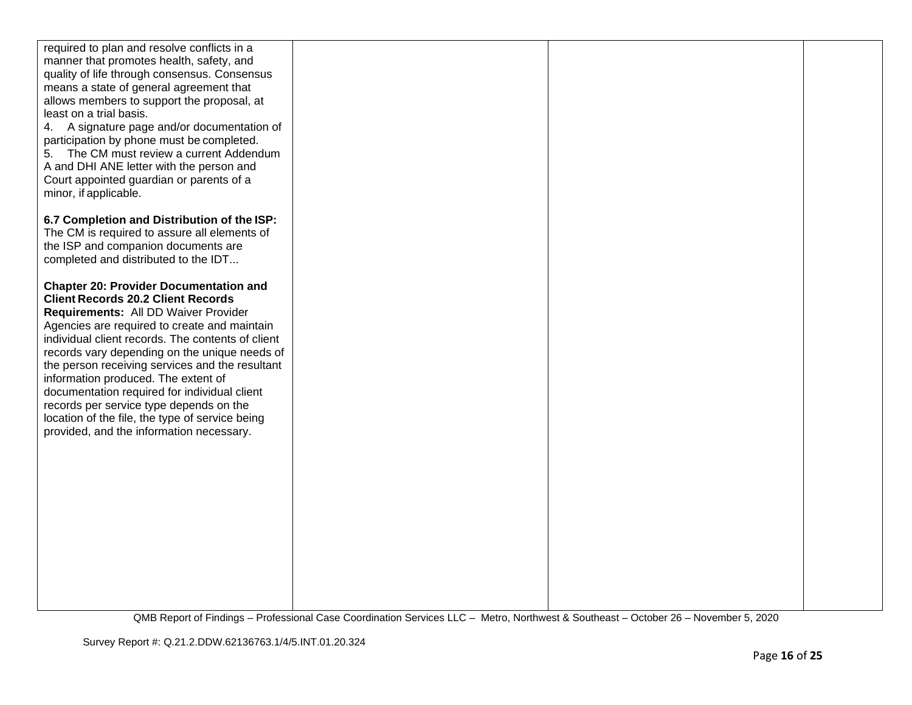| | | | |
|---|---|---|---|
| required to plan and resolve conflicts in a manner that promotes health, safety, and quality of life through consensus. Consensus means a state of general agreement that allows members to support the proposal, at least on a trial basis.<br>4. A signature page and/or documentation of participation by phone must be completed.<br>5. The CM must review a current Addendum A and DHI ANE letter with the person and Court appointed guardian or parents of a minor, if applicable.<br><br>**6.7 Completion and Distribution of the ISP:** The CM is required to assure all elements of the ISP and companion documents are completed and distributed to the IDT...<br><br>**Chapter 20: Provider Documentation and Client Records 20.2 Client Records Requirements:** All DD Waiver Provider Agencies are required to create and maintain individual client records. The contents of client records vary depending on the unique needs of the person receiving services and the resultant information produced. The extent of documentation required for individual client records per service type depends on the location of the file, the type of service being provided, and the information necessary. | | | |

QMB Report of Findings – Professional Case Coordination Services LLC – Metro, Northwest & Southeast – October 26 – November 5, 2020

Survey Report #: Q.21.2.DDW.62136763.1/4/5.INT.01.20.324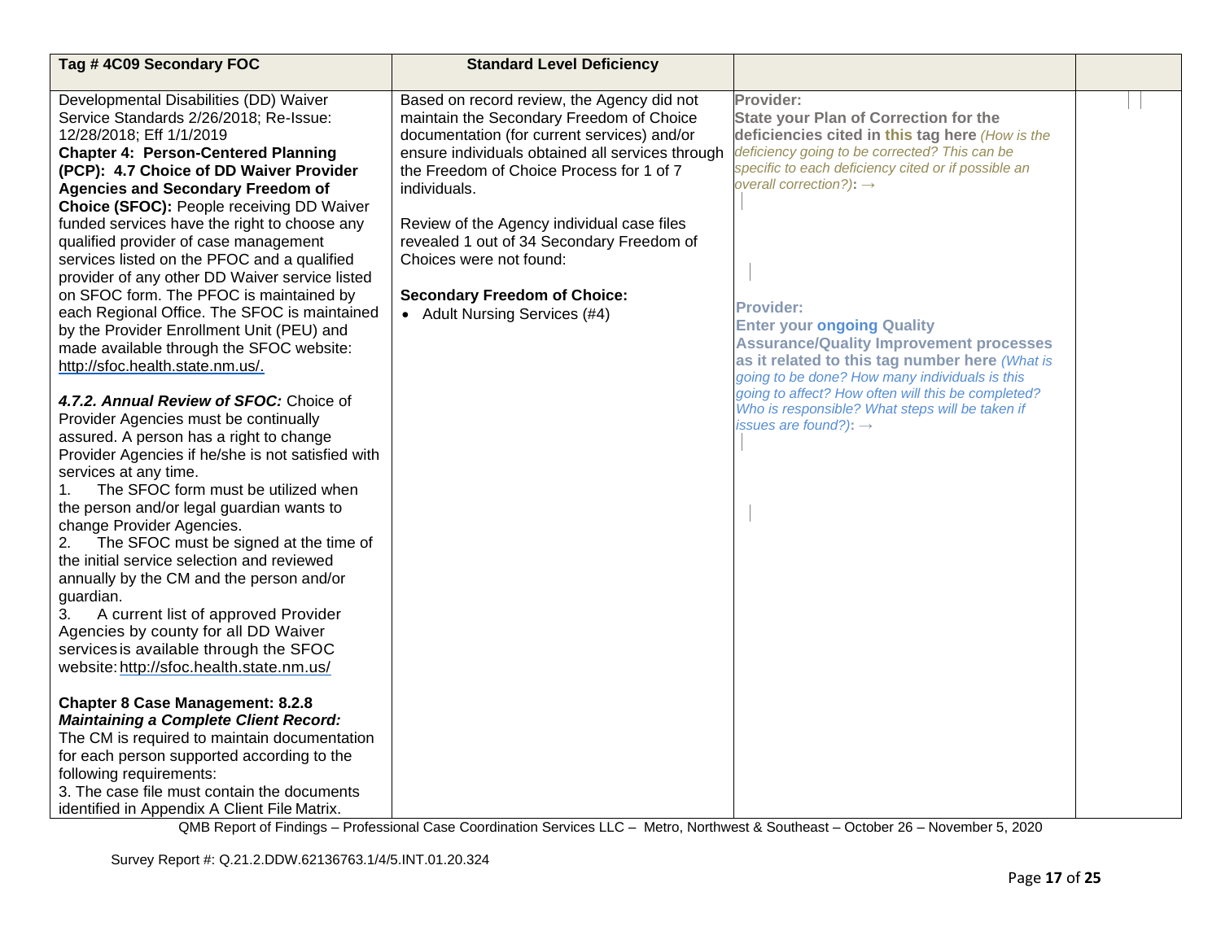| Tag # 4C09 Secondary FOC | Standard Level Deficiency | | |
|---|---|---|---|
| Developmental Disabilities (DD) Waiver Service Standards 2/26/2018; Re-Issue: 12/28/2018; Eff 1/1/2019<br>**Chapter 4: Person-Centered Planning (PCP): 4.7 Choice of DD Waiver Provider Agencies and Secondary Freedom of Choice (SFOC):** People receiving DD Waiver funded services have the right to choose any qualified provider of case management services listed on the PFOC and a qualified provider of any other DD Waiver service listed on SFOC form. The PFOC is maintained by each Regional Office. The SFOC is maintained by the Provider Enrollment Unit (PEU) and made available through the SFOC website: http://sfoc.health.state.nm.us/.<br><br>***4.7.2. Annual Review of SFOC:*** Choice of Provider Agencies must be continually assured. A person has a right to change Provider Agencies if he/she is not satisfied with services at any time.<br>1. The SFOC form must be utilized when the person and/or legal guardian wants to change Provider Agencies.<br>2. The SFOC must be signed at the time of the initial service selection and reviewed annually by the CM and the person and/or guardian.<br>3. A current list of approved Provider Agencies by county for all DD Waiver services is available through the SFOC website: http://sfoc.health.state.nm.us/<br><br>**Chapter 8 Case Management: 8.2.8 *Maintaining a Complete Client Record:*** The CM is required to maintain documentation for each person supported according to the following requirements:<br>3. The case file must contain the documents identified in Appendix A Client File Matrix. | Based on record review, the Agency did not maintain the Secondary Freedom of Choice documentation (for current services) and/or ensure individuals obtained all services through the Freedom of Choice Process for 1 of 7 individuals.<br><br>Review of the Agency individual case files revealed 1 out of 34 Secondary Freedom of Choices were not found:<br><br>**Secondary Freedom of Choice:**<br>• Adult Nursing Services (#4) | **Provider:**<br>**State your Plan of Correction for the deficiencies cited in this tag here** *(How is the deficiency going to be corrected? This can be specific to each deficiency cited or if possible an overall correction?)*: →<br><br>**Provider:**<br>**Enter your ongoing Quality Assurance/Quality Improvement processes as it related to this tag number here** *(What is going to be done? How many individuals is this going to affect? How often will this be completed? Who is responsible? What steps will be taken if issues are found?)*: → | |

QMB Report of Findings – Professional Case Coordination Services LLC – Metro, Northwest & Southeast – October 26 – November 5, 2020

Survey Report #: Q.21.2.DDW.62136763.1/4/5.INT.01.20.324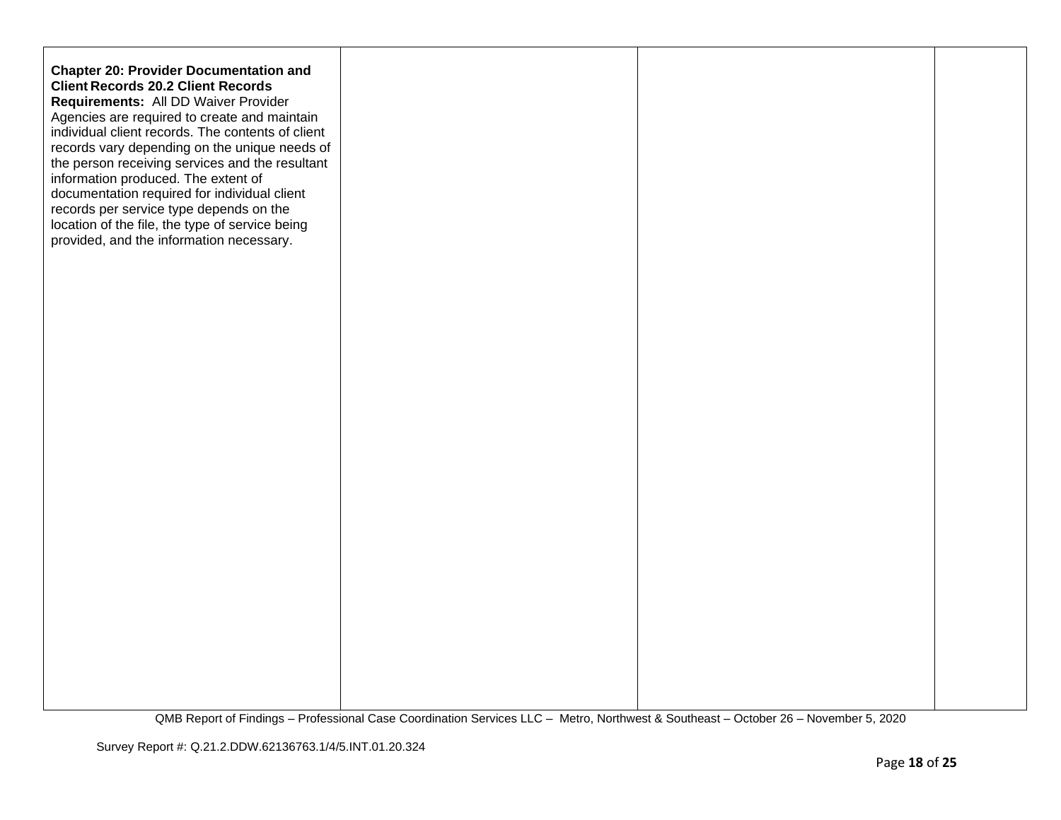| | | | |
|---|---|---|---|
| **Chapter 20: Provider Documentation and Client Records 20.2 Client Records Requirements:** All DD Waiver Provider Agencies are required to create and maintain individual client records. The contents of client records vary depending on the unique needs of the person receiving services and the resultant information produced. The extent of documentation required for individual client records per service type depends on the location of the file, the type of service being provided, and the information necessary. | | | |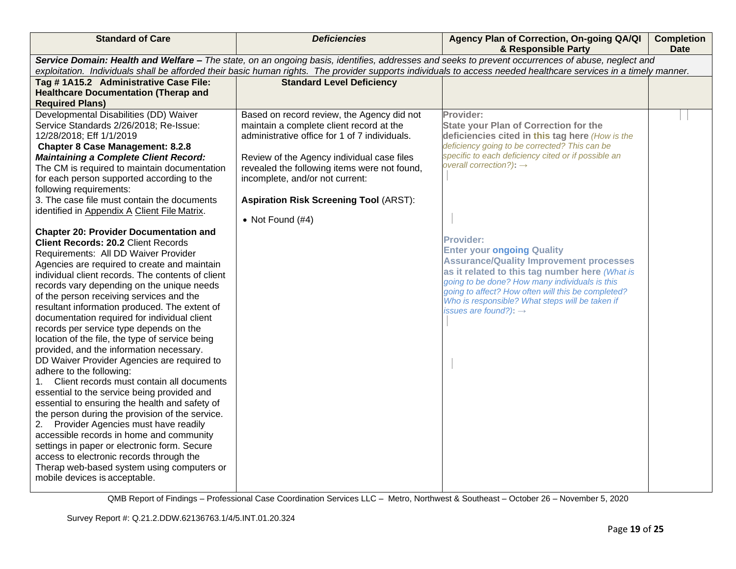| Standard of Care | *Deficiencies* | Agency Plan of Correction, On-going QA/QI & Responsible Party | Completion Date |
|---|---|---|---|
| ***Service Domain: Health and Welfare –*** *The state, on an ongoing basis, identifies, addresses and seeks to prevent occurrences of abuse, neglect and exploitation. Individuals shall be afforded their basic human rights. The provider supports individuals to access needed healthcare services in a timely manner.* | | | |
| **Tag # 1A15.2 Administrative Case File: Healthcare Documentation (Therap and Required Plans)** | **Standard Level Deficiency** | | |
| Developmental Disabilities (DD) Waiver Service Standards 2/26/2018; Re-Issue: 12/28/2018; Eff 1/1/2019<br>**Chapter 8 Case Management: 8.2.8** ***Maintaining a Complete Client Record:*** The CM is required to maintain documentation for each person supported according to the following requirements:<br>3. The case file must contain the documents identified in Appendix A Client File Matrix.<br><br>**Chapter 20: Provider Documentation and Client Records: 20.2** Client Records Requirements: All DD Waiver Provider Agencies are required to create and maintain individual client records. The contents of client records vary depending on the unique needs of the person receiving services and the resultant information produced. The extent of documentation required for individual client records per service type depends on the location of the file, the type of service being provided, and the information necessary.<br>DD Waiver Provider Agencies are required to adhere to the following:<br>1. Client records must contain all documents essential to the service being provided and essential to ensuring the health and safety of the person during the provision of the service.<br>2. Provider Agencies must have readily accessible records in home and community settings in paper or electronic form. Secure access to electronic records through the Therap web-based system using computers or mobile devices is acceptable. | Based on record review, the Agency did not maintain a complete client record at the administrative office for 1 of 7 individuals.<br><br>Review of the Agency individual case files revealed the following items were not found, incomplete, and/or not current:<br><br>**Aspiration Risk Screening Tool** (ARST):<br><br>• Not Found (#4) | **Provider:**<br>**State your Plan of Correction for the deficiencies cited in this tag here** *(How is the deficiency going to be corrected? This can be specific to each deficiency cited or if possible an overall correction?):* →<br><br>**Provider:**<br>**Enter your ongoing Quality Assurance/Quality Improvement processes as it related to this tag number here** *(What is going to be done? How many individuals is this going to affect? How often will this be completed? Who is responsible? What steps will be taken if issues are found?):* → | |

QMB Report of Findings – Professional Case Coordination Services LLC – Metro, Northwest & Southeast – October 26 – November 5, 2020

Survey Report #: Q.21.2.DDW.62136763.1/4/5.INT.01.20.324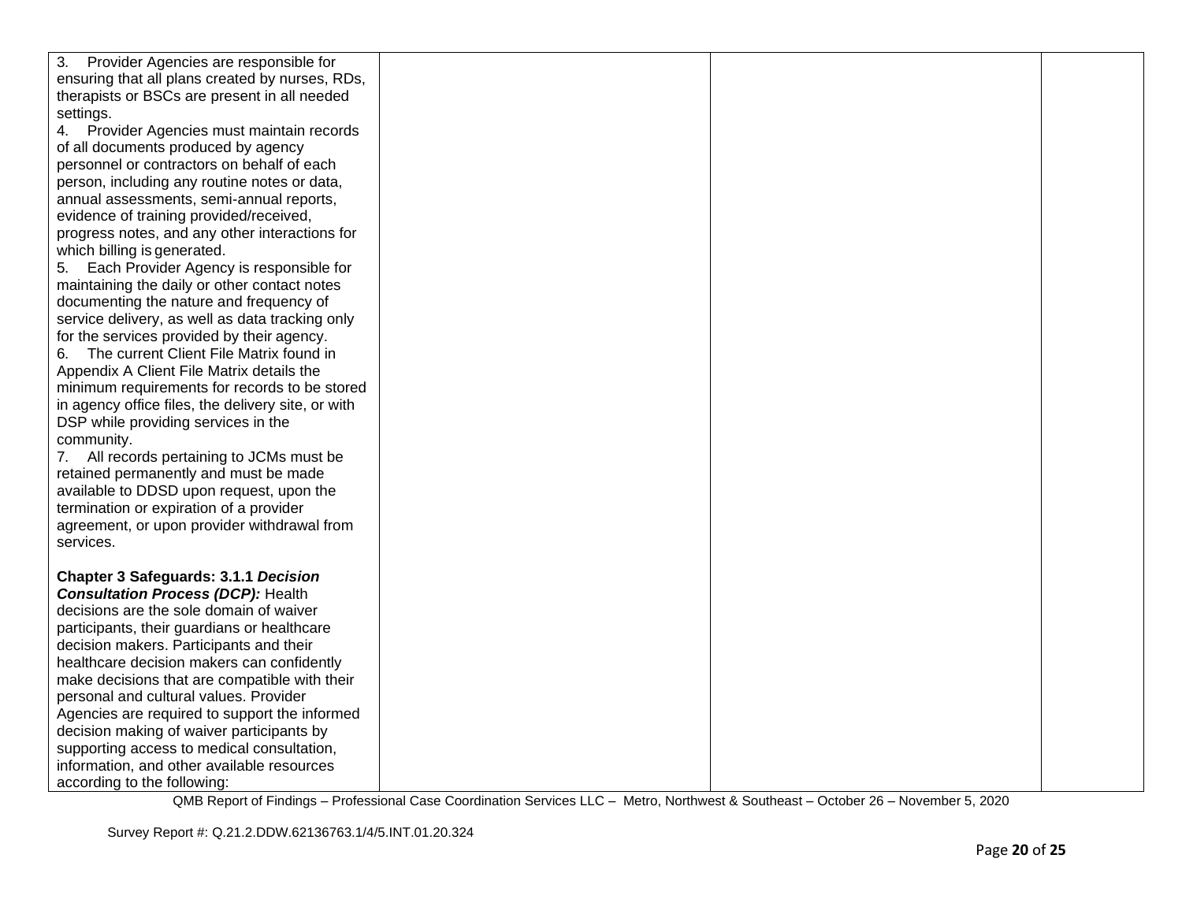| | | | |
|---|---|---|---|
| 3. Provider Agencies are responsible for ensuring that all plans created by nurses, RDs, therapists or BSCs are present in all needed settings.<br>4. Provider Agencies must maintain records of all documents produced by agency personnel or contractors on behalf of each person, including any routine notes or data, annual assessments, semi-annual reports, evidence of training provided/received, progress notes, and any other interactions for which billing is generated.<br>5. Each Provider Agency is responsible for maintaining the daily or other contact notes documenting the nature and frequency of service delivery, as well as data tracking only for the services provided by their agency.<br>6. The current Client File Matrix found in Appendix A Client File Matrix details the minimum requirements for records to be stored in agency office files, the delivery site, or with DSP while providing services in the community.<br>7. All records pertaining to JCMs must be retained permanently and must be made available to DDSD upon request, upon the termination or expiration of a provider agreement, or upon provider withdrawal from services.<br><br>**Chapter 3 Safeguards: 3.1.1 *Decision Consultation Process (DCP):*** Health decisions are the sole domain of waiver participants, their guardians or healthcare decision makers. Participants and their healthcare decision makers can confidently make decisions that are compatible with their personal and cultural values. Provider Agencies are required to support the informed decision making of waiver participants by supporting access to medical consultation, information, and other available resources according to the following: | | | |

QMB Report of Findings – Professional Case Coordination Services LLC – Metro, Northwest & Southeast – October 26 – November 5, 2020

Survey Report #: Q.21.2.DDW.62136763.1/4/5.INT.01.20.324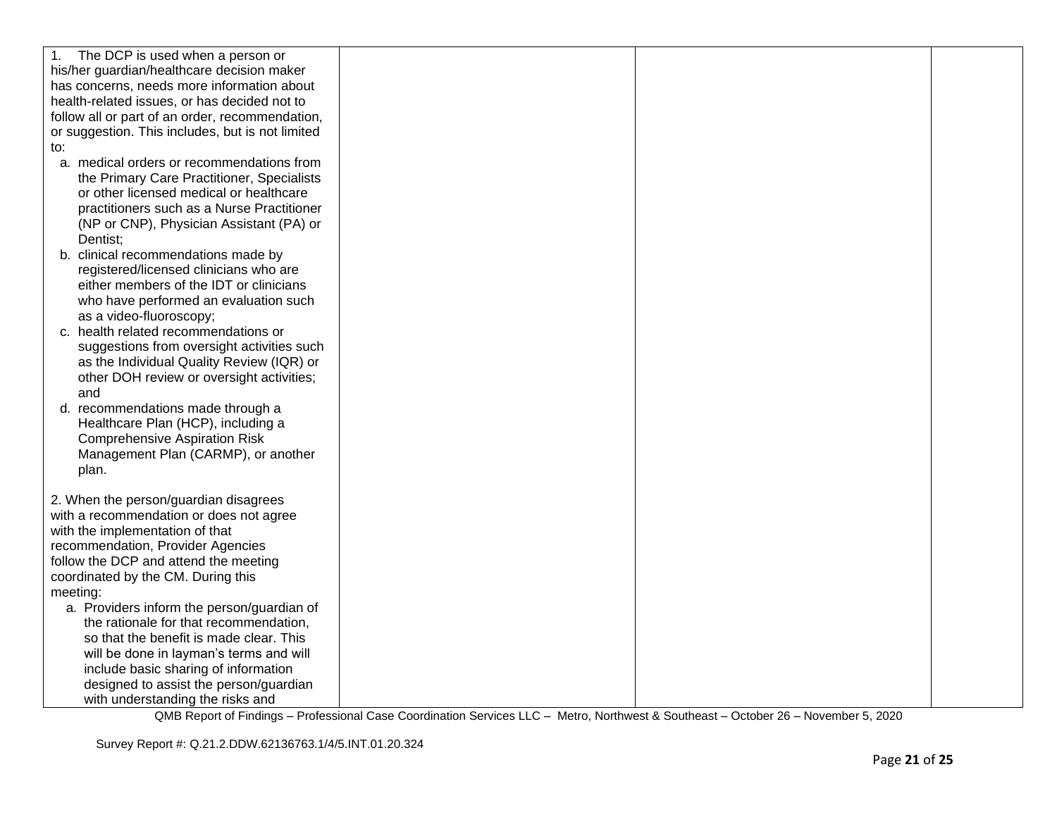| | | | |
|---|---|---|---|
| 1. The DCP is used when a person or his/her guardian/healthcare decision maker has concerns, needs more information about health-related issues, or has decided not to follow all or part of an order, recommendation, or suggestion. This includes, but is not limited to:<br>a. medical orders or recommendations from the Primary Care Practitioner, Specialists or other licensed medical or healthcare practitioners such as a Nurse Practitioner (NP or CNP), Physician Assistant (PA) or Dentist;<br>b. clinical recommendations made by registered/licensed clinicians who are either members of the IDT or clinicians who have performed an evaluation such as a video-fluoroscopy;<br>c. health related recommendations or suggestions from oversight activities such as the Individual Quality Review (IQR) or other DOH review or oversight activities; and<br>d. recommendations made through a Healthcare Plan (HCP), including a Comprehensive Aspiration Risk Management Plan (CARMP), or another plan.<br><br>2. When the person/guardian disagrees with a recommendation or does not agree with the implementation of that recommendation, Provider Agencies follow the DCP and attend the meeting coordinated by the CM. During this meeting:<br>a. Providers inform the person/guardian of the rationale for that recommendation, so that the benefit is made clear. This will be done in layman's terms and will include basic sharing of information designed to assist the person/guardian with understanding the risks and | | | |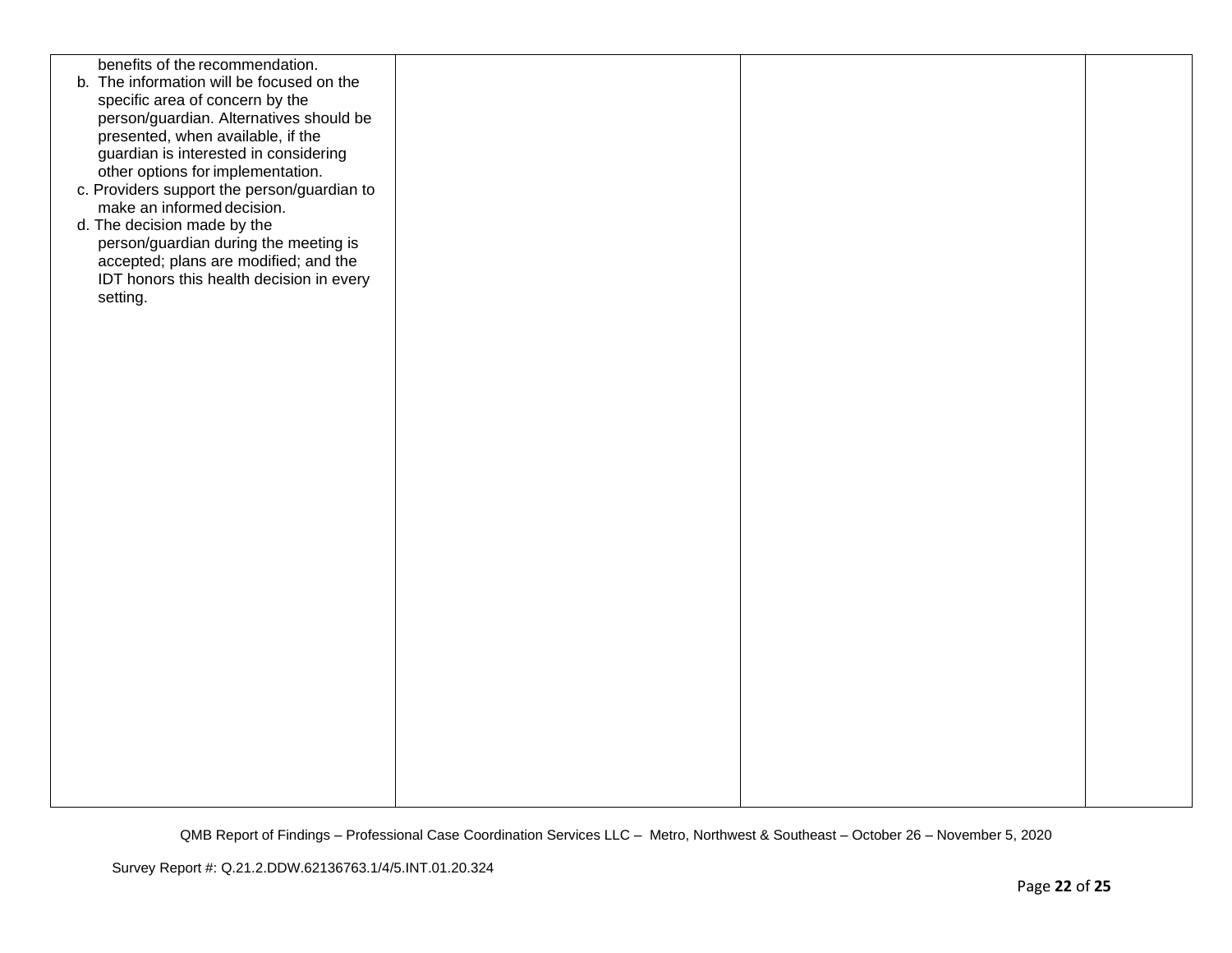| | | | |
|---|---|---|---|
| benefits of the recommendation.<br>b. The information will be focused on the specific area of concern by the person/guardian. Alternatives should be presented, when available, if the guardian is interested in considering other options for implementation.<br>c. Providers support the person/guardian to make an informed decision.<br>d. The decision made by the person/guardian during the meeting is accepted; plans are modified; and the IDT honors this health decision in every setting. | | | |

QMB Report of Findings – Professional Case Coordination Services LLC – Metro, Northwest & Southeast – October 26 – November 5, 2020

Survey Report #: Q.21.2.DDW.62136763.1/4/5.INT.01.20.324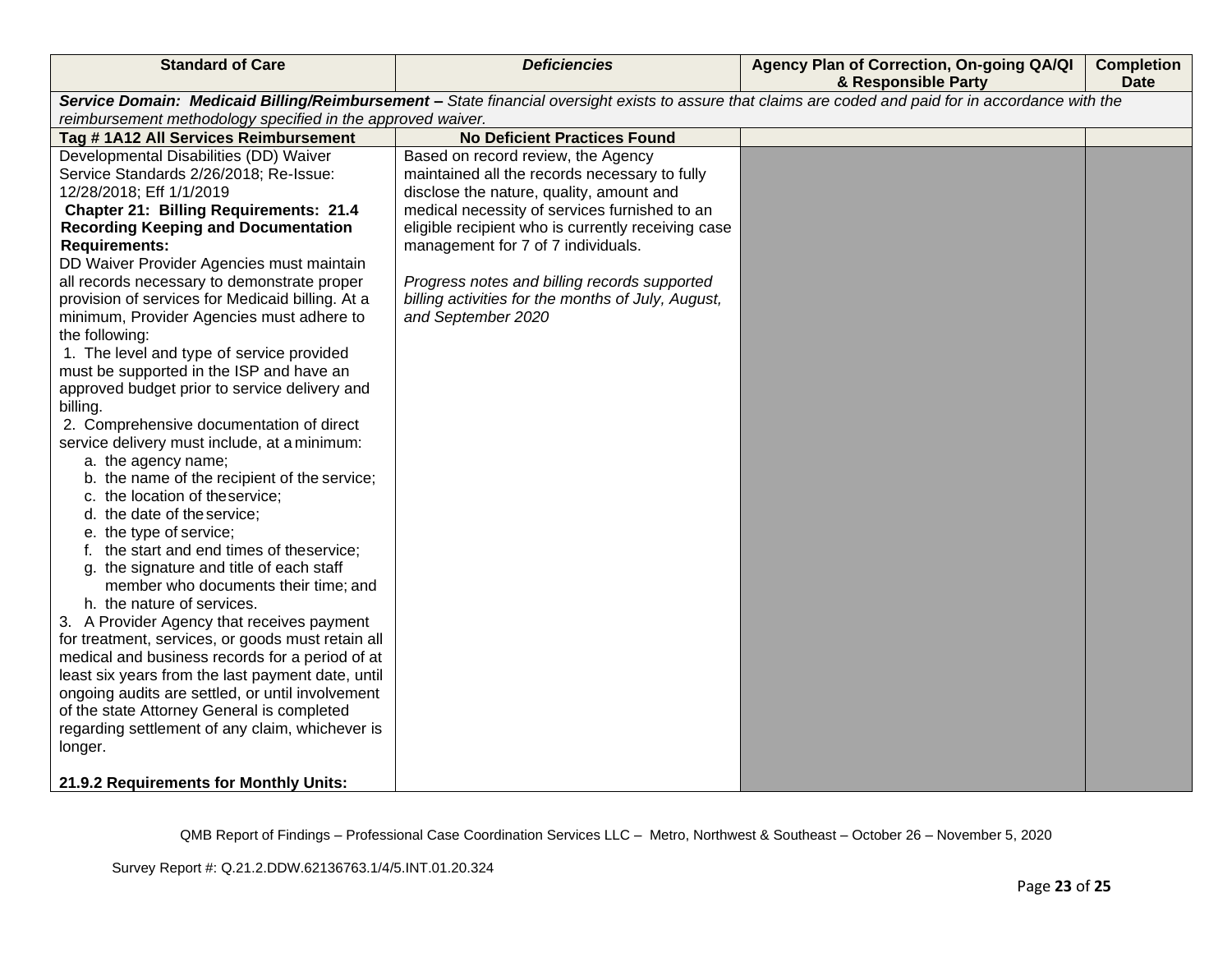| Standard of Care | *Deficiencies* | Agency Plan of Correction, On-going QA/QI & Responsible Party | Completion Date |
|---|---|---|---|
| ***Service Domain: Medicaid Billing/Reimbursement –*** *State financial oversight exists to assure that claims are coded and paid for in accordance with the reimbursement methodology specified in the approved waiver.* | | | |
| **Tag # 1A12 All Services Reimbursement** | **No Deficient Practices Found** | | |
| Developmental Disabilities (DD) Waiver Service Standards 2/26/2018; Re-Issue: 12/28/2018; Eff 1/1/2019<br>**Chapter 21: Billing Requirements: 21.4 Recording Keeping and Documentation Requirements:**<br>DD Waiver Provider Agencies must maintain all records necessary to demonstrate proper provision of services for Medicaid billing. At a minimum, Provider Agencies must adhere to the following:<br>1. The level and type of service provided must be supported in the ISP and have an approved budget prior to service delivery and billing.<br>2. Comprehensive documentation of direct service delivery must include, at a minimum:<br>a. the agency name;<br>b. the name of the recipient of the service;<br>c. the location of the service;<br>d. the date of the service;<br>e. the type of service;<br>f. the start and end times of the service;<br>g. the signature and title of each staff member who documents their time; and<br>h. the nature of services.<br>3. A Provider Agency that receives payment for treatment, services, or goods must retain all medical and business records for a period of at least six years from the last payment date, until ongoing audits are settled, or until involvement of the state Attorney General is completed regarding settlement of any claim, whichever is longer.<br><br>**21.9.2 Requirements for Monthly Units:** | Based on record review, the Agency maintained all the records necessary to fully disclose the nature, quality, amount and medical necessity of services furnished to an eligible recipient who is currently receiving case management for 7 of 7 individuals.<br><br>*Progress notes and billing records supported billing activities for the months of July, August, and September 2020* | | |

QMB Report of Findings – Professional Case Coordination Services LLC – Metro, Northwest & Southeast – October 26 – November 5, 2020

Survey Report #: Q.21.2.DDW.62136763.1/4/5.INT.01.20.324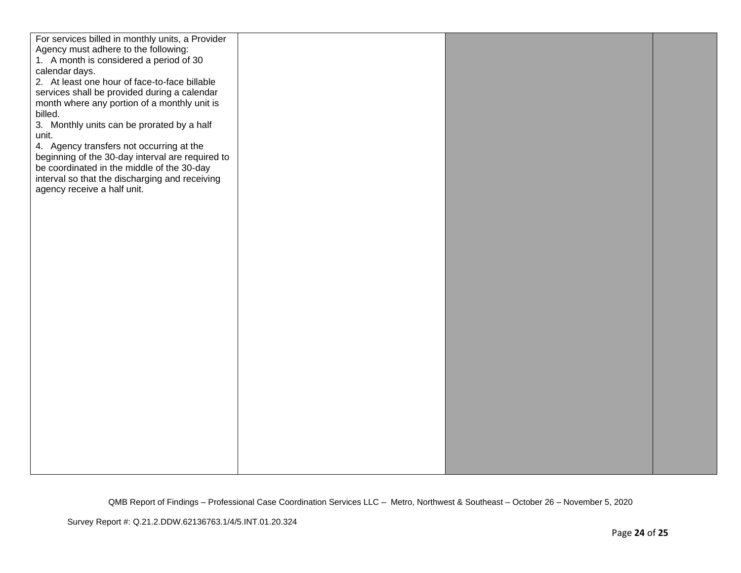| | | | |
|---|---|---|---|
| For services billed in monthly units, a Provider Agency must adhere to the following:<br>1. A month is considered a period of 30 calendar days.<br>2. At least one hour of face-to-face billable services shall be provided during a calendar month where any portion of a monthly unit is billed.<br>3. Monthly units can be prorated by a half unit.<br>4. Agency transfers not occurring at the beginning of the 30-day interval are required to be coordinated in the middle of the 30-day interval so that the discharging and receiving agency receive a half unit. | | | |

QMB Report of Findings – Professional Case Coordination Services LLC – Metro, Northwest & Southeast – October 26 – November 5, 2020

Survey Report #: Q.21.2.DDW.62136763.1/4/5.INT.01.20.324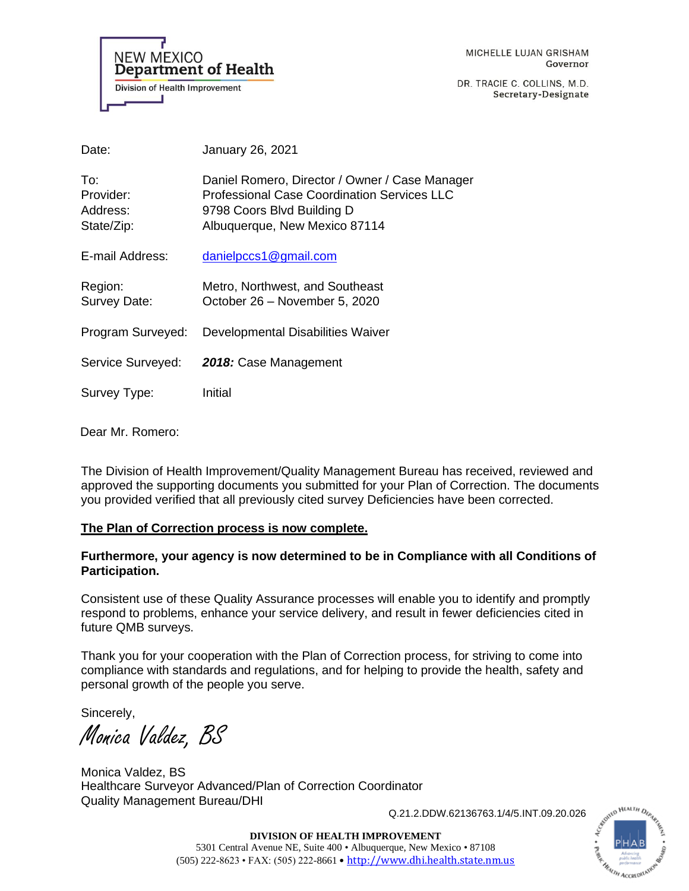NEW MEXICO
**Department of Health**
Division of Health Improvement

MICHELLE LUJAN GRISHAM
Governor

DR. TRACIE C. COLLINS, M.D.
Secretary-Designate

| | |
|---|---|
| Date: | January 26, 2021 |
| To: | Daniel Romero, Director / Owner / Case Manager |
| Provider: | Professional Case Coordination Services LLC |
| Address: | 9798 Coors Blvd Building D |
| State/Zip: | Albuquerque, New Mexico 87114 |
| E-mail Address: | danielpccs1@gmail.com |
| Region: | Metro, Northwest, and Southeast |
| Survey Date: | October 26 – November 5, 2020 |
| Program Surveyed: | Developmental Disabilities Waiver |
| Service Surveyed: | ***2018:*** Case Management |
| Survey Type: | Initial |

Dear Mr. Romero:

The Division of Health Improvement/Quality Management Bureau has received, reviewed and approved the supporting documents you submitted for your Plan of Correction. The documents you provided verified that all previously cited survey Deficiencies have been corrected.

**The Plan of Correction process is now complete.**

**Furthermore, your agency is now determined to be in Compliance with all Conditions of Participation.**

Consistent use of these Quality Assurance processes will enable you to identify and promptly respond to problems, enhance your service delivery, and result in fewer deficiencies cited in future QMB surveys.

Thank you for your cooperation with the Plan of Correction process, for striving to come into compliance with standards and regulations, and for helping to provide the health, safety and personal growth of the people you serve.

Sincerely,

*Monica Valdez, BS*

Monica Valdez, BS
Healthcare Surveyor Advanced/Plan of Correction Coordinator
Quality Management Bureau/DHI

Q.21.2.DDW.62136763.1/4/5.INT.09.20.026

**DIVISION OF HEALTH IMPROVEMENT**
5301 Central Avenue NE, Suite 400 • Albuquerque, New Mexico • 87108
(505) 222-8623 • FAX: (505) 222-8661 • http://www.dhi.health.state.nm.us